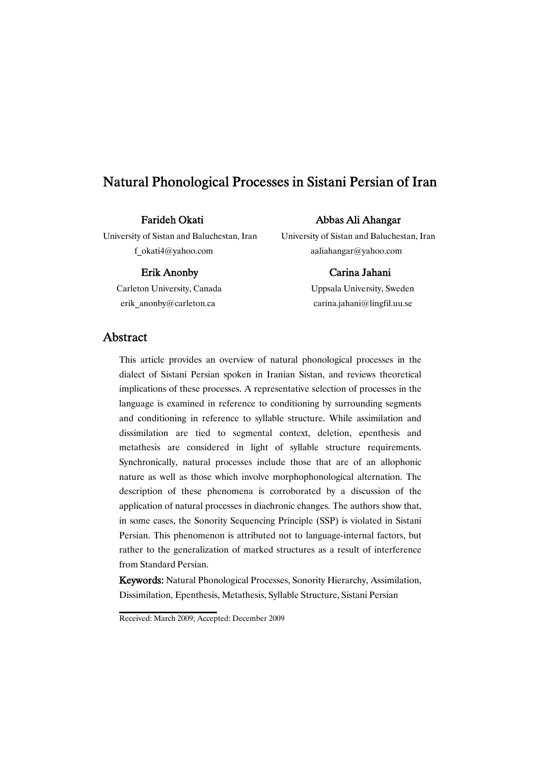# Natural Phonological Processes in Sistani Persian of Iran

**Farideh Okati**
University of Sistan and Baluchestan, Iran
f_okati4@yahoo.com

**Abbas Ali Ahangar**
University of Sistan and Baluchestan, Iran
aaliahangar@yahoo.com

**Erik Anonby**
Carleton University, Canada
erik_anonby@carleton.ca

**Carina Jahani**
Uppsala University, Sweden
carina.jahani@lingfil.uu.se

## Abstract

This article provides an overview of natural phonological processes in the dialect of Sistani Persian spoken in Iranian Sistan, and reviews theoretical implications of these processes. A representative selection of processes in the language is examined in reference to conditioning by surrounding segments and conditioning in reference to syllable structure. While assimilation and dissimilation are tied to segmental context, deletion, epenthesis and metathesis are considered in light of syllable structure requirements. Synchronically, natural processes include those that are of an allophonic nature as well as those which involve morphophonological alternation. The description of these phenomena is corroborated by a discussion of the application of natural processes in diachronic changes. The authors show that, in some cases, the Sonority Sequencing Principle (SSP) is violated in Sistani Persian. This phenomenon is attributed not to language-internal factors, but rather to the generalization of marked structures as a result of interference from Standard Persian.

**Keywords:** Natural Phonological Processes, Sonority Hierarchy, Assimilation, Dissimilation, Epenthesis, Metathesis, Syllable Structure, Sistani Persian

Received: March 2009; Accepted: December 2009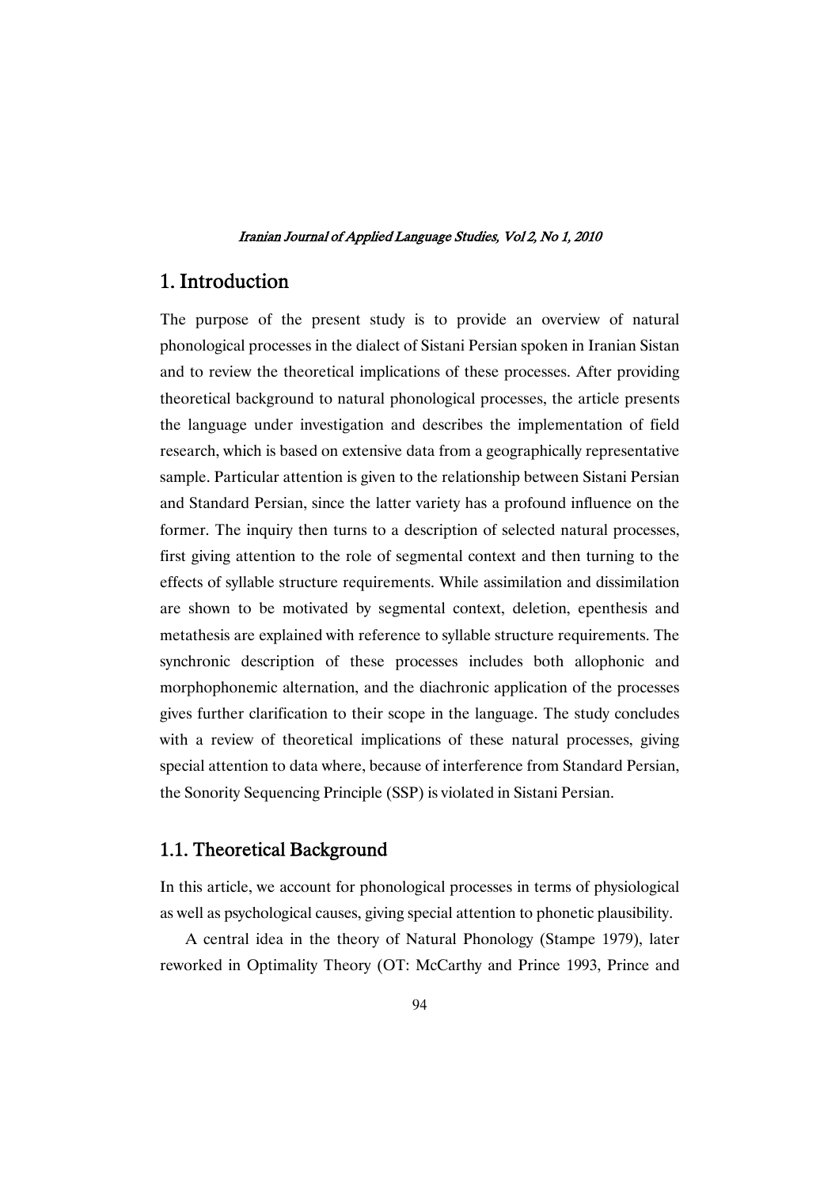# 1. Introduction

The purpose of the present study is to provide an overview of natural phonological processes in the dialect of Sistani Persian spoken in Iranian Sistan and to review the theoretical implications of these processes. After providing theoretical background to natural phonological processes, the article presents the language under investigation and describes the implementation of field research, which is based on extensive data from a geographically representative sample. Particular attention is given to the relationship between Sistani Persian and Standard Persian, since the latter variety has a profound influence on the former. The inquiry then turns to a description of selected natural processes, first giving attention to the role of segmental context and then turning to the effects of syllable structure requirements. While assimilation and dissimilation are shown to be motivated by segmental context, deletion, epenthesis and metathesis are explained with reference to syllable structure requirements. The synchronic description of these processes includes both allophonic and morphophonemic alternation, and the diachronic application of the processes gives further clarification to their scope in the language. The study concludes with a review of theoretical implications of these natural processes, giving special attention to data where, because of interference from Standard Persian, the Sonority Sequencing Principle (SSP) is violated in Sistani Persian.

## 1.1. Theoretical Background

In this article, we account for phonological processes in terms of physiological as well as psychological causes, giving special attention to phonetic plausibility.

A central idea in the theory of Natural Phonology (Stampe 1979), later reworked in Optimality Theory (OT: McCarthy and Prince 1993, Prince and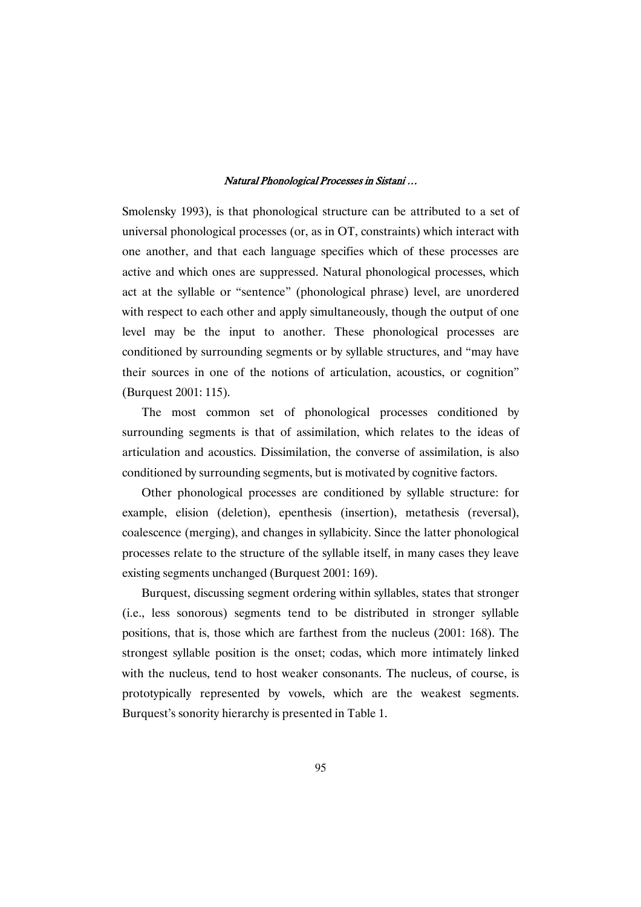Smolensky 1993), is that phonological structure can be attributed to a set of universal phonological processes (or, as in OT, constraints) which interact with one another, and that each language specifies which of these processes are active and which ones are suppressed. Natural phonological processes, which act at the syllable or "sentence" (phonological phrase) level, are unordered with respect to each other and apply simultaneously, though the output of one level may be the input to another. These phonological processes are conditioned by surrounding segments or by syllable structures, and "may have their sources in one of the notions of articulation, acoustics, or cognition" (Burquest 2001: 115).

The most common set of phonological processes conditioned by surrounding segments is that of assimilation, which relates to the ideas of articulation and acoustics. Dissimilation, the converse of assimilation, is also conditioned by surrounding segments, but is motivated by cognitive factors.

Other phonological processes are conditioned by syllable structure: for example, elision (deletion), epenthesis (insertion), metathesis (reversal), coalescence (merging), and changes in syllabicity. Since the latter phonological processes relate to the structure of the syllable itself, in many cases they leave existing segments unchanged (Burquest 2001: 169).

Burquest, discussing segment ordering within syllables, states that stronger (i.e., less sonorous) segments tend to be distributed in stronger syllable positions, that is, those which are farthest from the nucleus (2001: 168). The strongest syllable position is the onset; codas, which more intimately linked with the nucleus, tend to host weaker consonants. The nucleus, of course, is prototypically represented by vowels, which are the weakest segments. Burquest's sonority hierarchy is presented in Table 1.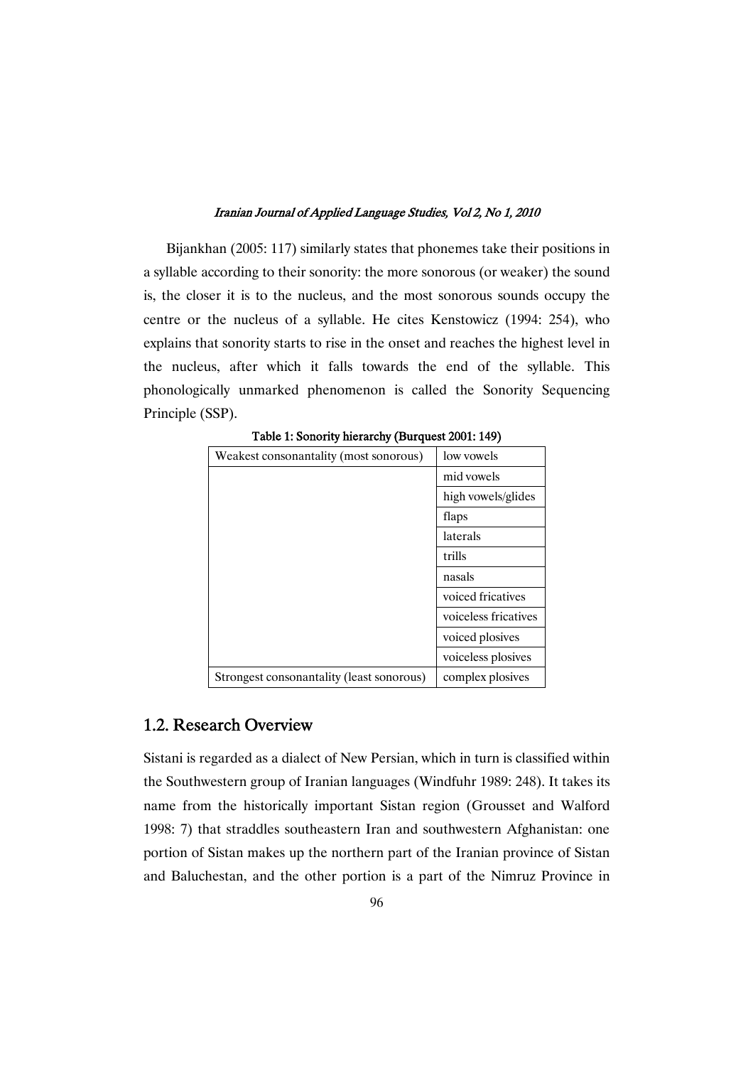Bijankhan (2005: 117) similarly states that phonemes take their positions in a syllable according to their sonority: the more sonorous (or weaker) the sound is, the closer it is to the nucleus, and the most sonorous sounds occupy the centre or the nucleus of a syllable. He cites Kenstowicz (1994: 254), who explains that sonority starts to rise in the onset and reaches the highest level in the nucleus, after which it falls towards the end of the syllable. This phonologically unmarked phenomenon is called the Sonority Sequencing Principle (SSP).

**Table 1: Sonority hierarchy (Burquest 2001: 149)**

| | |
|---|---|
| Weakest consonantality (most sonorous) | low vowels |
| | mid vowels |
| | high vowels/glides |
| | flaps |
| | laterals |
| | trills |
| | nasals |
| | voiced fricatives |
| | voiceless fricatives |
| | voiced plosives |
| | voiceless plosives |
| Strongest consonantality (least sonorous) | complex plosives |

## 1.2. Research Overview

Sistani is regarded as a dialect of New Persian, which in turn is classified within the Southwestern group of Iranian languages (Windfuhr 1989: 248). It takes its name from the historically important Sistan region (Grousset and Walford 1998: 7) that straddles southeastern Iran and southwestern Afghanistan: one portion of Sistan makes up the northern part of the Iranian province of Sistan and Baluchestan, and the other portion is a part of the Nimruz Province in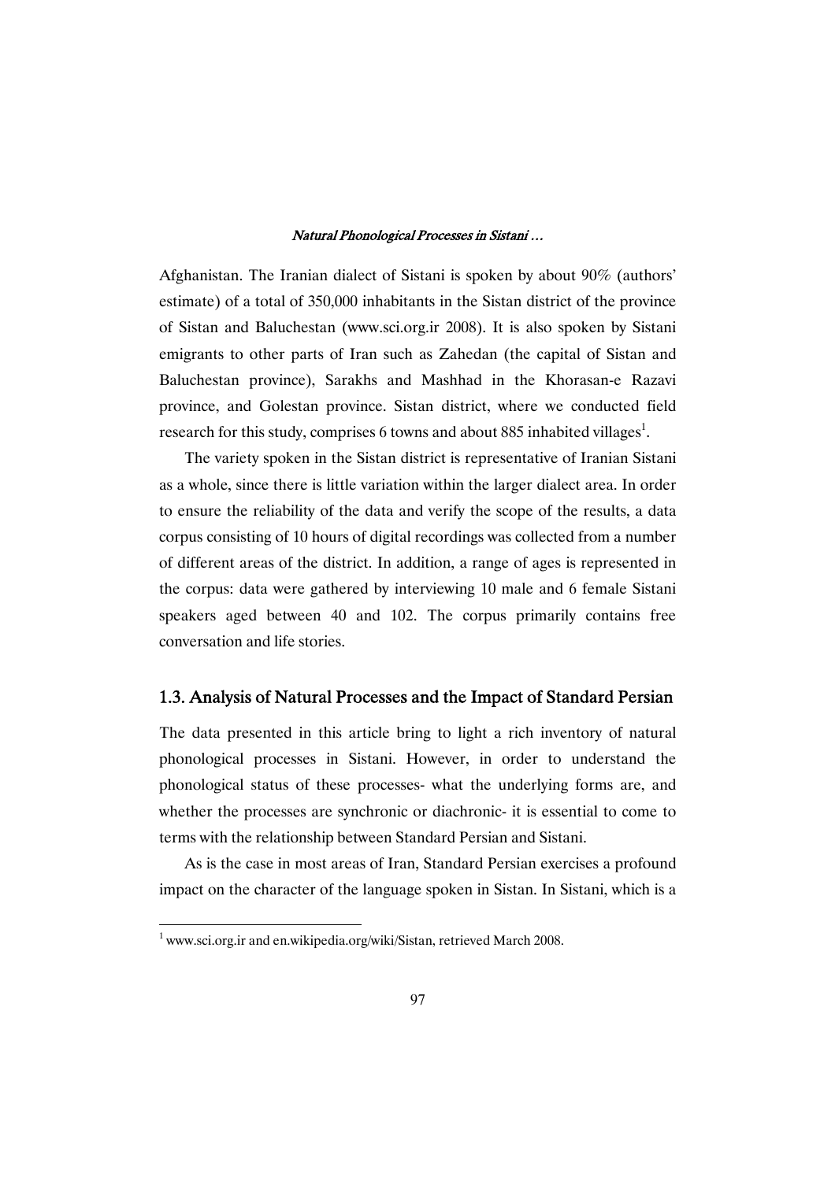Afghanistan. The Iranian dialect of Sistani is spoken by about 90% (authors' estimate) of a total of 350,000 inhabitants in the Sistan district of the province of Sistan and Baluchestan (www.sci.org.ir 2008). It is also spoken by Sistani emigrants to other parts of Iran such as Zahedan (the capital of Sistan and Baluchestan province), Sarakhs and Mashhad in the Khorasan-e Razavi province, and Golestan province. Sistan district, where we conducted field research for this study, comprises 6 towns and about 885 inhabited villages[1].

The variety spoken in the Sistan district is representative of Iranian Sistani as a whole, since there is little variation within the larger dialect area. In order to ensure the reliability of the data and verify the scope of the results, a data corpus consisting of 10 hours of digital recordings was collected from a number of different areas of the district. In addition, a range of ages is represented in the corpus: data were gathered by interviewing 10 male and 6 female Sistani speakers aged between 40 and 102. The corpus primarily contains free conversation and life stories.

### 1.3. Analysis of Natural Processes and the Impact of Standard Persian

The data presented in this article bring to light a rich inventory of natural phonological processes in Sistani. However, in order to understand the phonological status of these processes- what the underlying forms are, and whether the processes are synchronic or diachronic- it is essential to come to terms with the relationship between Standard Persian and Sistani.

As is the case in most areas of Iran, Standard Persian exercises a profound impact on the character of the language spoken in Sistan. In Sistani, which is a

[1] www.sci.org.ir and en.wikipedia.org/wiki/Sistan, retrieved March 2008.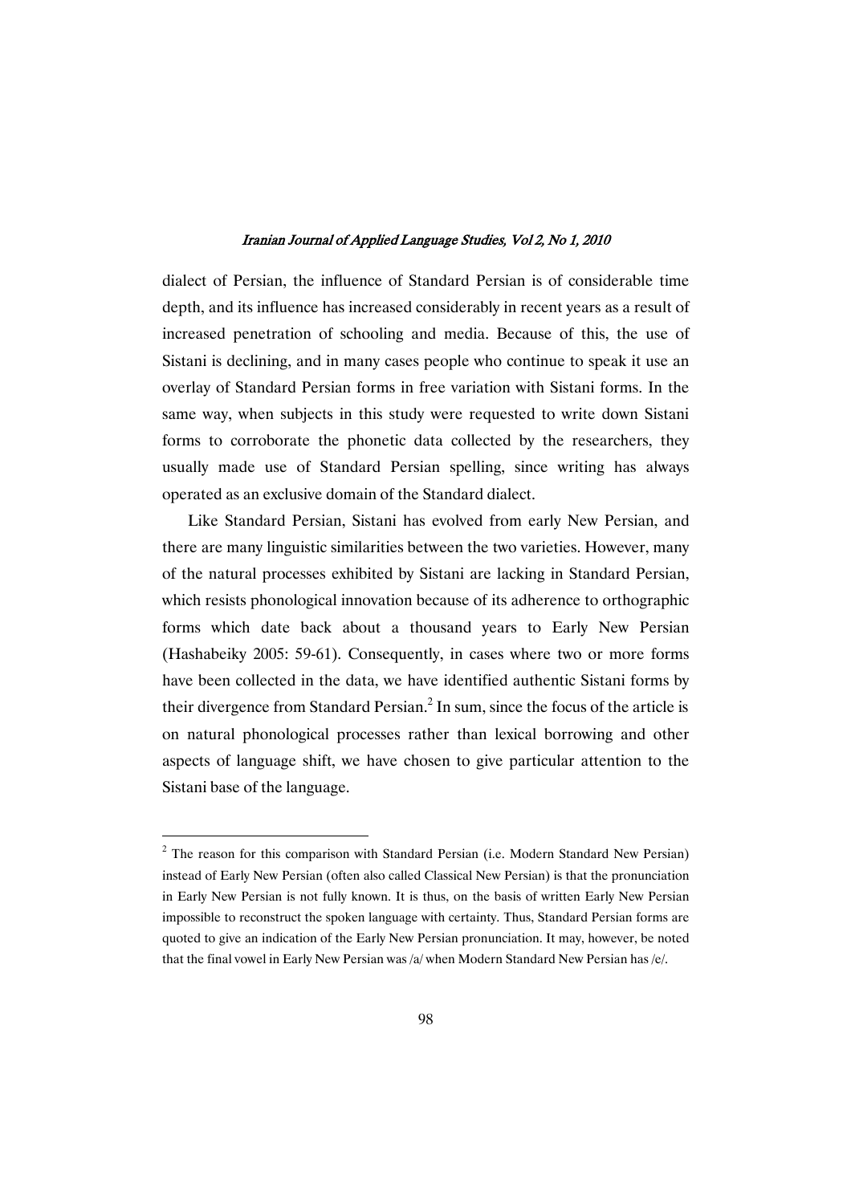dialect of Persian, the influence of Standard Persian is of considerable time depth, and its influence has increased considerably in recent years as a result of increased penetration of schooling and media. Because of this, the use of Sistani is declining, and in many cases people who continue to speak it use an overlay of Standard Persian forms in free variation with Sistani forms. In the same way, when subjects in this study were requested to write down Sistani forms to corroborate the phonetic data collected by the researchers, they usually made use of Standard Persian spelling, since writing has always operated as an exclusive domain of the Standard dialect.

Like Standard Persian, Sistani has evolved from early New Persian, and there are many linguistic similarities between the two varieties. However, many of the natural processes exhibited by Sistani are lacking in Standard Persian, which resists phonological innovation because of its adherence to orthographic forms which date back about a thousand years to Early New Persian (Hashabeiky 2005: 59-61). Consequently, in cases where two or more forms have been collected in the data, we have identified authentic Sistani forms by their divergence from Standard Persian.[2] In sum, since the focus of the article is on natural phonological processes rather than lexical borrowing and other aspects of language shift, we have chosen to give particular attention to the Sistani base of the language.

---

[2] The reason for this comparison with Standard Persian (i.e. Modern Standard New Persian) instead of Early New Persian (often also called Classical New Persian) is that the pronunciation in Early New Persian is not fully known. It is thus, on the basis of written Early New Persian impossible to reconstruct the spoken language with certainty. Thus, Standard Persian forms are quoted to give an indication of the Early New Persian pronunciation. It may, however, be noted that the final vowel in Early New Persian was /a/ when Modern Standard New Persian has /e/.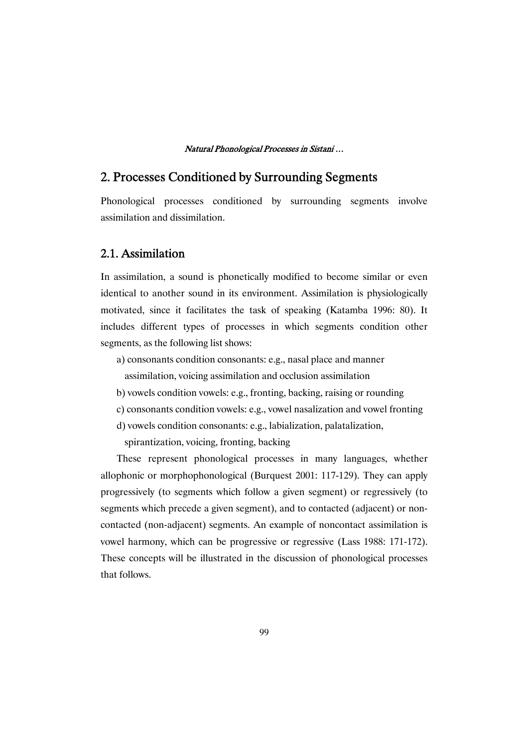## 2. Processes Conditioned by Surrounding Segments

Phonological processes conditioned by surrounding segments involve assimilation and dissimilation.

### 2.1. Assimilation

In assimilation, a sound is phonetically modified to become similar or even identical to another sound in its environment. Assimilation is physiologically motivated, since it facilitates the task of speaking (Katamba 1996: 80). It includes different types of processes in which segments condition other segments, as the following list shows:

a) consonants condition consonants: e.g., nasal place and manner assimilation, voicing assimilation and occlusion assimilation

b) vowels condition vowels: e.g., fronting, backing, raising or rounding

c) consonants condition vowels: e.g., vowel nasalization and vowel fronting

d) vowels condition consonants: e.g., labialization, palatalization, spirantization, voicing, fronting, backing

These represent phonological processes in many languages, whether allophonic or morphophonological (Burquest 2001: 117-129). They can apply progressively (to segments which follow a given segment) or regressively (to segments which precede a given segment), and to contacted (adjacent) or non-contacted (non-adjacent) segments. An example of noncontact assimilation is vowel harmony, which can be progressive or regressive (Lass 1988: 171-172). These concepts will be illustrated in the discussion of phonological processes that follows.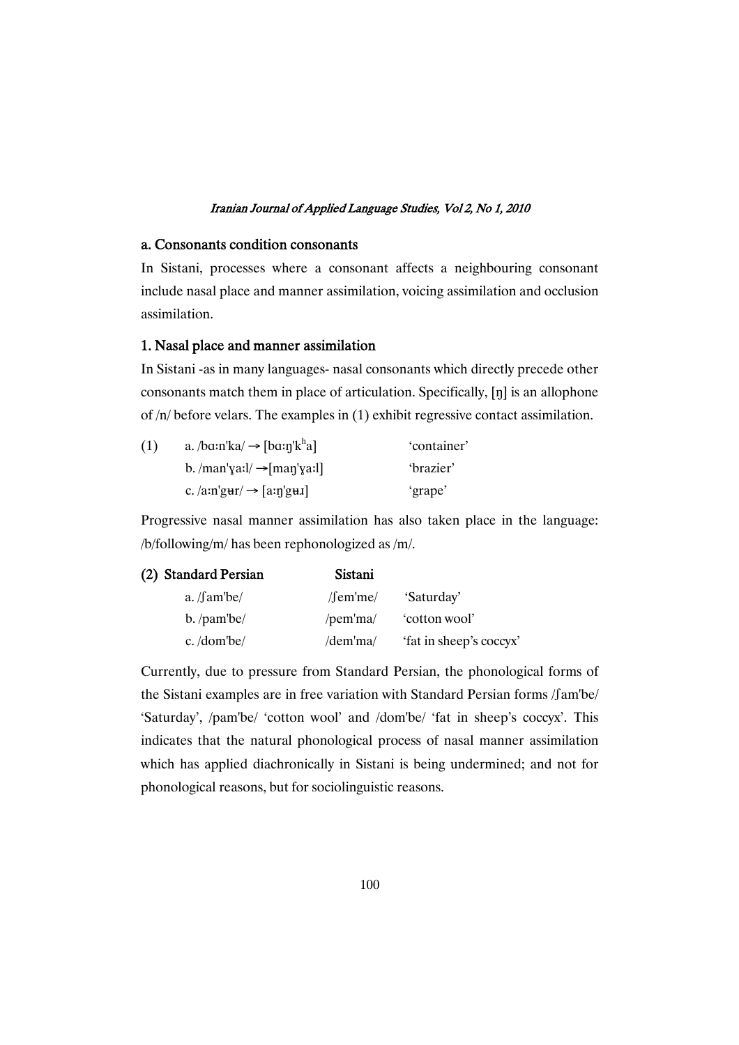### a. Consonants condition consonants

In Sistani, processes where a consonant affects a neighbouring consonant include nasal place and manner assimilation, voicing assimilation and occlusion assimilation.

### 1. Nasal place and manner assimilation

In Sistani -as in many languages- nasal consonants which directly precede other consonants match them in place of articulation. Specifically, [ŋ] is an allophone of /n/ before velars. The examples in (1) exhibit regressive contact assimilation.

(1) a. /bɑːn'ka/ → [bɑːŋ'kʰa] 'container'
b. /man'ɣaːl/ →[maŋ'ɣaːl] 'brazier'
c. /aːn'gʉr/ → [aːŋ'gʉɹ] 'grape'

Progressive nasal manner assimilation has also taken place in the language: /b/following/m/ has been rephonologized as /m/.

| (2) Standard Persian | Sistani | |
|---|---|---|
| a. /ʃam'be/ | /ʃem'me/ | 'Saturday' |
| b. /pam'be/ | /pem'ma/ | 'cotton wool' |
| c. /dom'be/ | /dem'ma/ | 'fat in sheep's coccyx' |

Currently, due to pressure from Standard Persian, the phonological forms of the Sistani examples are in free variation with Standard Persian forms /ʃam'be/ 'Saturday', /pam'be/ 'cotton wool' and /dom'be/ 'fat in sheep's coccyx'. This indicates that the natural phonological process of nasal manner assimilation which has applied diachronically in Sistani is being undermined; and not for phonological reasons, but for sociolinguistic reasons.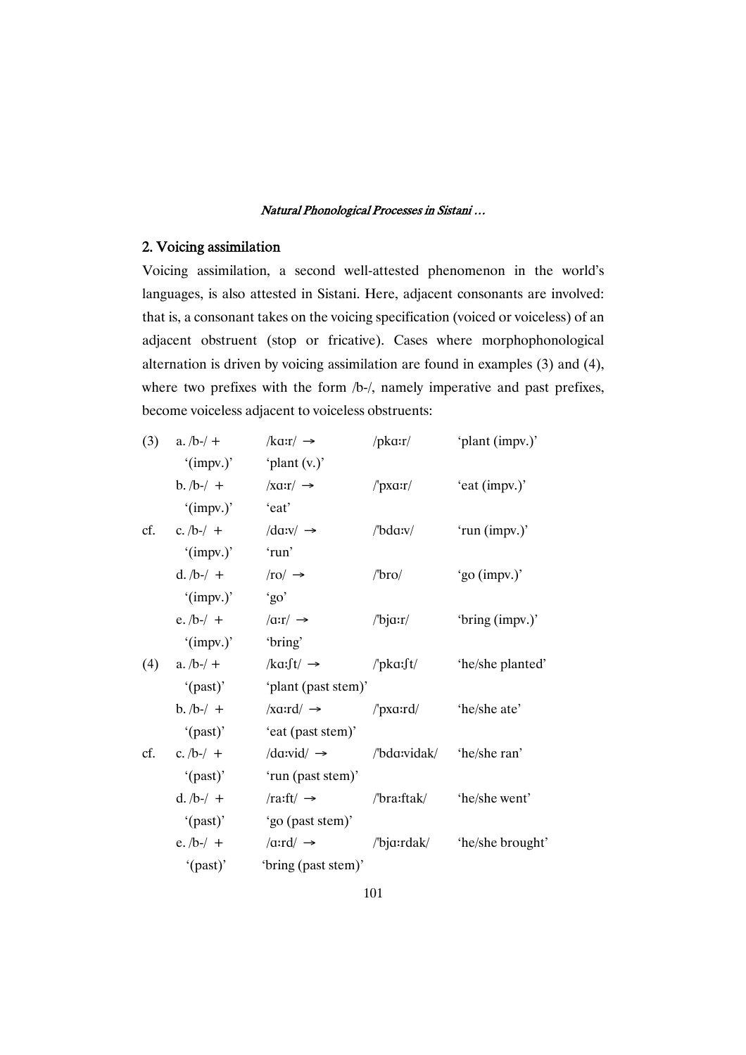## 2. Voicing assimilation

Voicing assimilation, a second well-attested phenomenon in the world's languages, is also attested in Sistani. Here, adjacent consonants are involved: that is, a consonant takes on the voicing specification (voiced or voiceless) of an adjacent obstruent (stop or fricative). Cases where morphophonological alternation is driven by voicing assimilation are found in examples (3) and (4), where two prefixes with the form /b-/, namely imperative and past prefixes, become voiceless adjacent to voiceless obstruents:

| | | | | |
|---|---|---|---|---|
| (3) | a. /b-/ + '(impv.)' | /kɑːr/ → 'plant (v.)' | /pkɑːr/ | 'plant (impv.)' |
| | b. /b-/ + '(impv.)' | /xɑːr/ → 'eat' | /'pxɑːr/ | 'eat (impv.)' |
| cf. | c. /b-/ + '(impv.)' | /dɑːv/ → 'run' | /'bdɑːv/ | 'run (impv.)' |
| | d. /b-/ + '(impv.)' | /ro/ → 'go' | /'bro/ | 'go (impv.)' |
| | e. /b-/ + '(impv.)' | /ɑːr/ → 'bring' | /'bjɑːr/ | 'bring (impv.)' |
| (4) | a. /b-/ + '(past)' | /kɑːʃt/ → 'plant (past stem)' | /'pkɑːʃt/ | 'he/she planted' |
| | b. /b-/ + '(past)' | /xɑːrd/ → 'eat (past stem)' | /'pxɑːrd/ | 'he/she ate' |
| cf. | c. /b-/ + '(past)' | /dɑːvid/ → 'run (past stem)' | /'bdɑːvidak/ | 'he/she ran' |
| | d. /b-/ + '(past)' | /raːft/ → 'go (past stem)' | /'braːftak/ | 'he/she went' |
| | e. /b-/ + '(past)' | /ɑːrd/ → 'bring (past stem)' | /'bjɑːrdak/ | 'he/she brought' |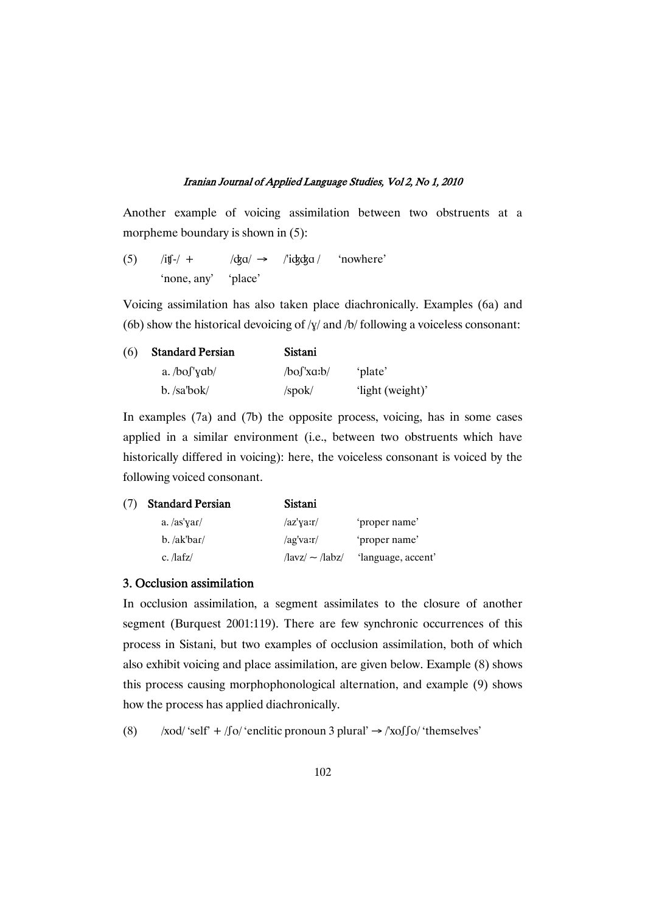Another example of voicing assimilation between two obstruents at a morpheme boundary is shown in (5):

(5) /itʃ-/ + /dʒɑ/ → /ˈidʒdʒɑ / 'nowhere'
'none, any' 'place'

Voicing assimilation has also taken place diachronically. Examples (6a) and (6b) show the historical devoicing of /ɣ/ and /b/ following a voiceless consonant:

| (6) | **Standard Persian** | **Sistani** | |
|---|---|---|---|
| | a. /boʃˈɣɑb/ | /boʃˈxɑːb/ | 'plate' |
| | b. /saˈbok/ | /spok/ | 'light (weight)' |

In examples (7a) and (7b) the opposite process, voicing, has in some cases applied in a similar environment (i.e., between two obstruents which have historically differed in voicing): here, the voiceless consonant is voiced by the following voiced consonant.

| (7) | **Standard Persian** | **Sistani** | |
|---|---|---|---|
| | a. /asˈɣar/ | /azˈɣaːr/ | 'proper name' |
| | b. /akˈbar/ | /agˈvaːr/ | 'proper name' |
| | c. /lafz/ | /lavz/ ~ /labz/ | 'language, accent' |

## 3. Occlusion assimilation

In occlusion assimilation, a segment assimilates to the closure of another segment (Burquest 2001:119). There are few synchronic occurrences of this process in Sistani, but two examples of occlusion assimilation, both of which also exhibit voicing and place assimilation, are given below. Example (8) shows this process causing morphophonological alternation, and example (9) shows how the process has applied diachronically.

(8) /xod/ 'self' + /ʃo/ 'enclitic pronoun 3 plural' → /ˈxoʃʃo/ 'themselves'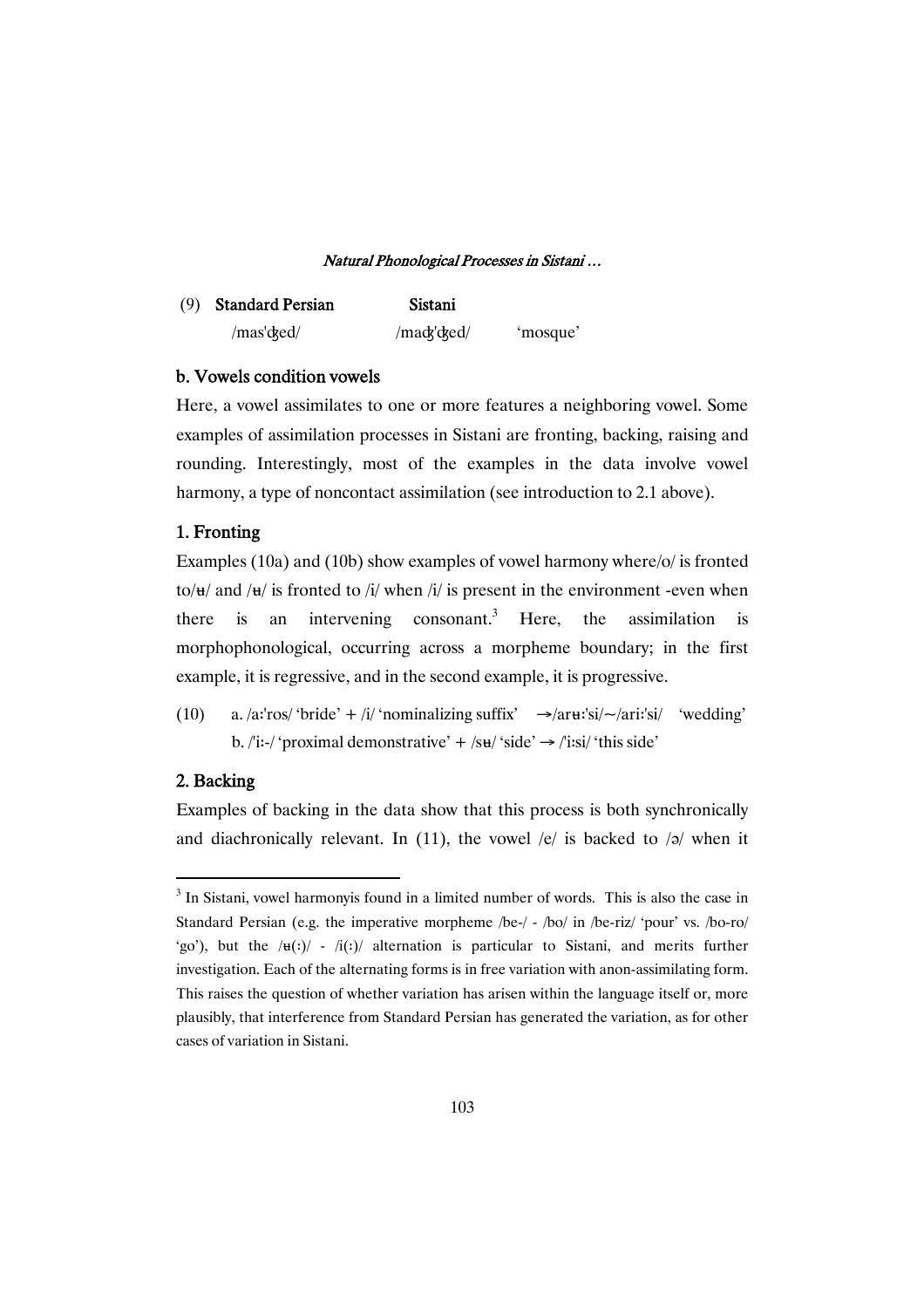(9) **Standard Persian** **Sistani**

/mas'ʤed/ /maʤ'ʤed/ 'mosque'

**b. Vowels condition vowels**

Here, a vowel assimilates to one or more features a neighboring vowel. Some examples of assimilation processes in Sistani are fronting, backing, raising and rounding. Interestingly, most of the examples in the data involve vowel harmony, a type of noncontact assimilation (see introduction to 2.1 above).

**1. Fronting**

Examples (10a) and (10b) show examples of vowel harmony where/o/ is fronted to/ʉ/ and /ʉ/ is fronted to /i/ when /i/ is present in the environment -even when there is an intervening consonant.[3] Here, the assimilation is morphophonological, occurring across a morpheme boundary; in the first example, it is regressive, and in the second example, it is progressive.

(10) a. /aː'ros/ 'bride' + /i/ 'nominalizing suffix' →/arʉː'si/~/ariː'si/ 'wedding'
b. /'iː-/ 'proximal demonstrative' + /sʉ/ 'side' → /'iːsi/ 'this side'

**2. Backing**

Examples of backing in the data show that this process is both synchronically and diachronically relevant. In (11), the vowel /e/ is backed to /ə/ when it

---

[3] In Sistani, vowel harmonyis found in a limited number of words. This is also the case in Standard Persian (e.g. the imperative morpheme /be-/ - /bo/ in /be-riz/ 'pour' vs. /bo-ro/ 'go'), but the /ʉ(ː)/ - /i(ː)/ alternation is particular to Sistani, and merits further investigation. Each of the alternating forms is in free variation with anon-assimilating form. This raises the question of whether variation has arisen within the language itself or, more plausibly, that interference from Standard Persian has generated the variation, as for other cases of variation in Sistani.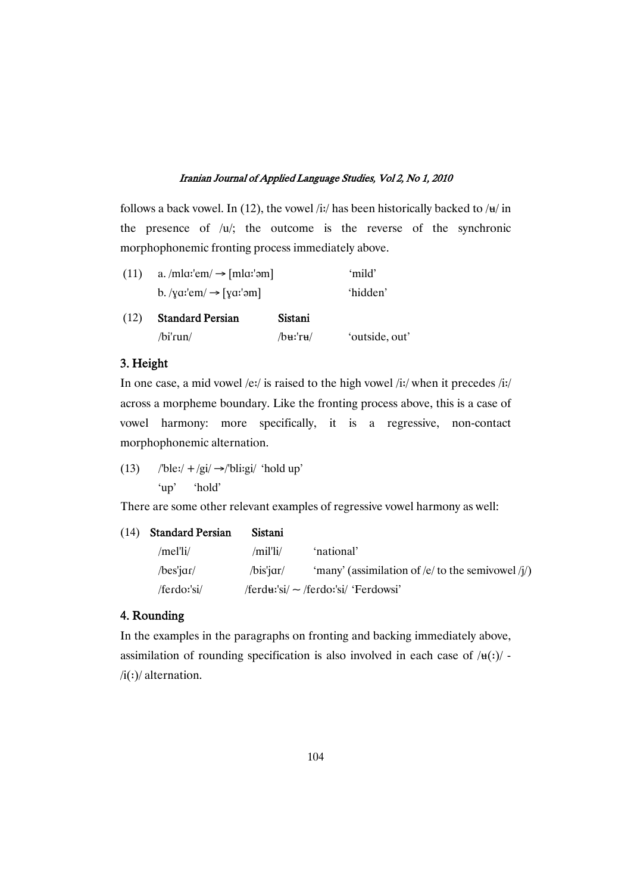follows a back vowel. In (12), the vowel /iː/ has been historically backed to /ʉ/ in the presence of /u/; the outcome is the reverse of the synchronic morphophonemic fronting process immediately above.

(11) a. /mlɑːˈem/ → [mlɑːˈəm] 'mild'

b. /ɣɑːˈem/ → [ɣɑːˈəm] 'hidden'

| (12) | Standard Persian | Sistani | |
|---|---|---|---|
| | /biˈɾun/ | /bʉːˈrʉ/ | 'outside, out' |

## 3. Height

In one case, a mid vowel /eː/ is raised to the high vowel /iː/ when it precedes /iː/ across a morpheme boundary. Like the fronting process above, this is a case of vowel harmony: more specifically, it is a regressive, non-contact morphophonemic alternation.

(13) /ˈbleː/ + /gi/ →/ˈbliːgi/ 'hold up'
'up' 'hold'

There are some other relevant examples of regressive vowel harmony as well:

| (14) | Standard Persian | Sistani | |
|---|---|---|---|
| | /melˈli/ | /milˈli/ | 'national' |
| | /besˈjɑɾ/ | /bisˈjɑr/ | 'many' (assimilation of /e/ to the semivowel /j/) |
| | /feɾdoːˈsi/ | /ferdʉːˈsi/ ~ /feɾdoːˈsi/ | 'Ferdowsi' |

## 4. Rounding

In the examples in the paragraphs on fronting and backing immediately above, assimilation of rounding specification is also involved in each case of /ʉ(ː)/ - /i(ː)/ alternation.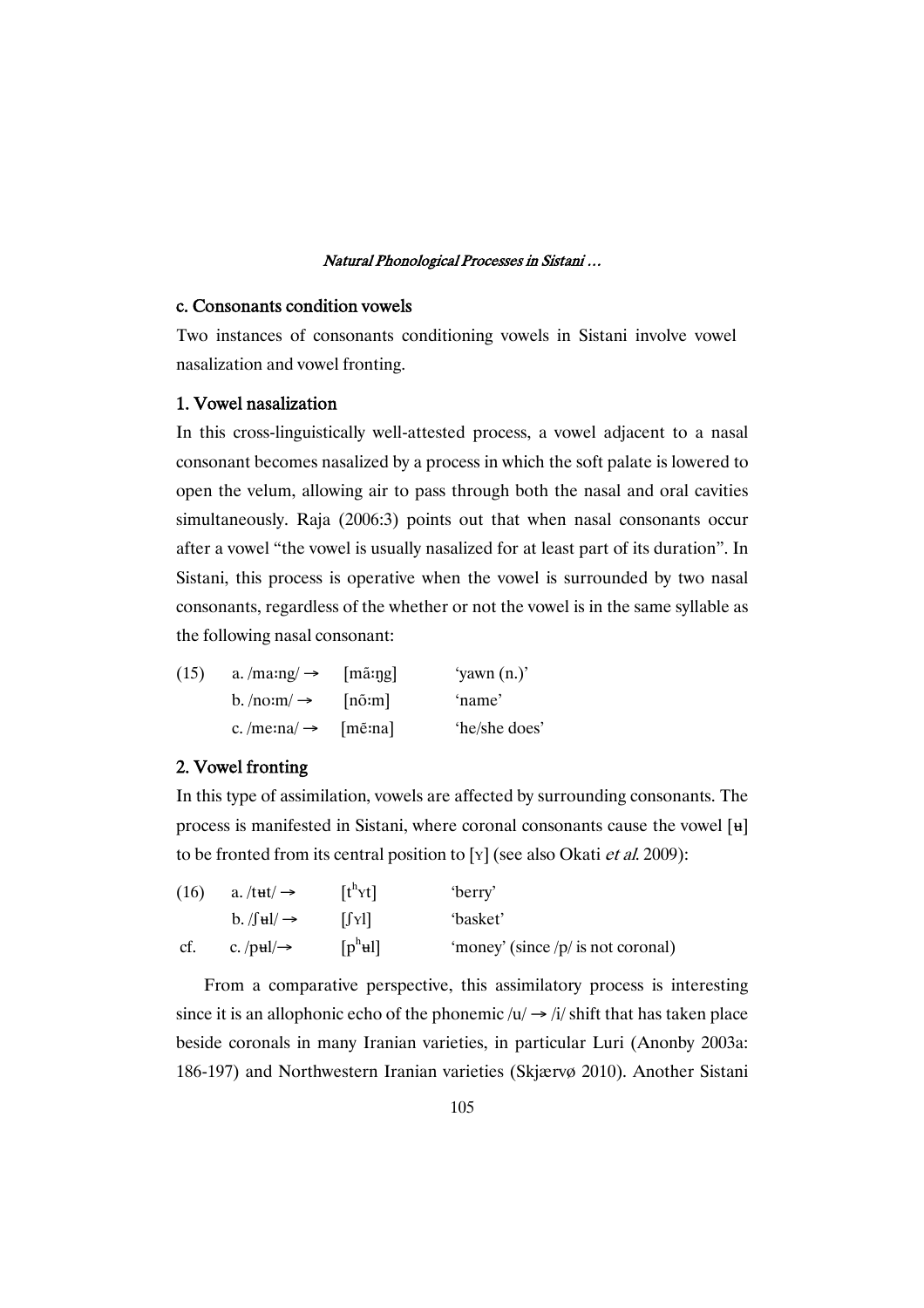### c. Consonants condition vowels

Two instances of consonants conditioning vowels in Sistani involve vowel nasalization and vowel fronting.

#### 1. Vowel nasalization

In this cross-linguistically well-attested process, a vowel adjacent to a nasal consonant becomes nasalized by a process in which the soft palate is lowered to open the velum, allowing air to pass through both the nasal and oral cavities simultaneously. Raja (2006:3) points out that when nasal consonants occur after a vowel "the vowel is usually nasalized for at least part of its duration". In Sistani, this process is operative when the vowel is surrounded by two nasal consonants, regardless of the whether or not the vowel is in the same syllable as the following nasal consonant:

| (15) | a. /maːng/ → | [mãːŋg] | 'yawn (n.)' |
|---|---|---|---|
| | b. /noːm/ → | [nõːm] | 'name' |
| | c. /meːna/ → | [mẽːna] | 'he/she does' |

#### 2. Vowel fronting

In this type of assimilation, vowels are affected by surrounding consonants. The process is manifested in Sistani, where coronal consonants cause the vowel [ʉ] to be fronted from its central position to [ʏ] (see also Okati *et al.* 2009):

| (16) | a. /tʉt/ → | [tʰʏt] | 'berry' |
|---|---|---|---|
| | b. /ʃʉl/ → | [ʃʏl] | 'basket' |
| cf. | c. /pʉl/→ | [pʰʉl] | 'money' (since /p/ is not coronal) |

From a comparative perspective, this assimilatory process is interesting since it is an allophonic echo of the phonemic /u/ → /i/ shift that has taken place beside coronals in many Iranian varieties, in particular Luri (Anonby 2003a: 186-197) and Northwestern Iranian varieties (Skjærvø 2010). Another Sistani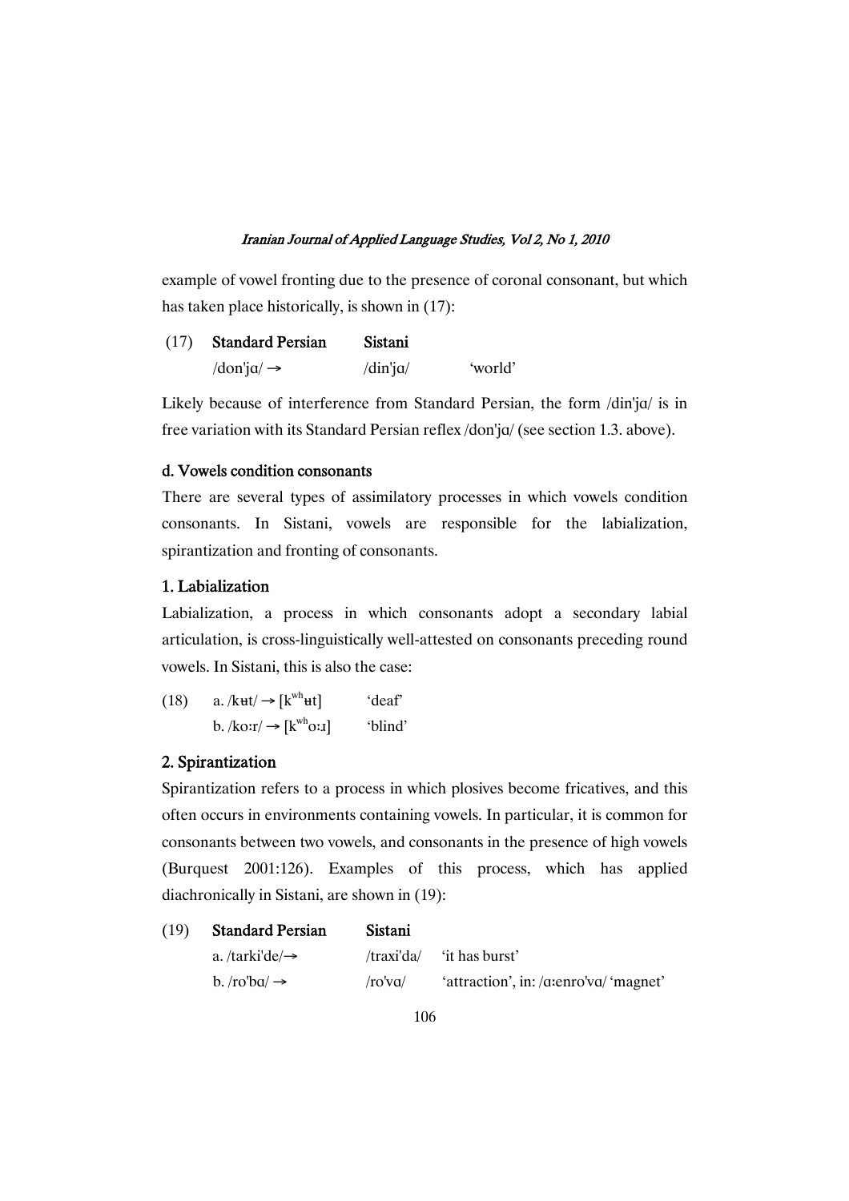example of vowel fronting due to the presence of coronal consonant, but which has taken place historically, is shown in (17):

(17) **Standard Persian** **Sistani**

/don'jɑ/ → /din'jɑ/ 'world'

Likely because of interference from Standard Persian, the form /din'jɑ/ is in free variation with its Standard Persian reflex /don'jɑ/ (see section 1.3. above).

#### d. Vowels condition consonants

There are several types of assimilatory processes in which vowels condition consonants. In Sistani, vowels are responsible for the labialization, spirantization and fronting of consonants.

#### 1. Labialization

Labialization, a process in which consonants adopt a secondary labial articulation, is cross-linguistically well-attested on consonants preceding round vowels. In Sistani, this is also the case:

(18) a. /kʉt/ → [k$^{wh}$ʉt] 'deaf'

b. /koːr/ → [k$^{wh}$oːɹ] 'blind'

#### 2. Spirantization

Spirantization refers to a process in which plosives become fricatives, and this often occurs in environments containing vowels. In particular, it is common for consonants between two vowels, and consonants in the presence of high vowels (Burquest 2001:126). Examples of this process, which has applied diachronically in Sistani, are shown in (19):

(19) **Standard Persian** **Sistani**

a. /tarki'de/→ /traxi'da/ 'it has burst'

b. /ro'bɑ/ → /ro'vɑ/ 'attraction', in: /ɑːenro'vɑ/ 'magnet'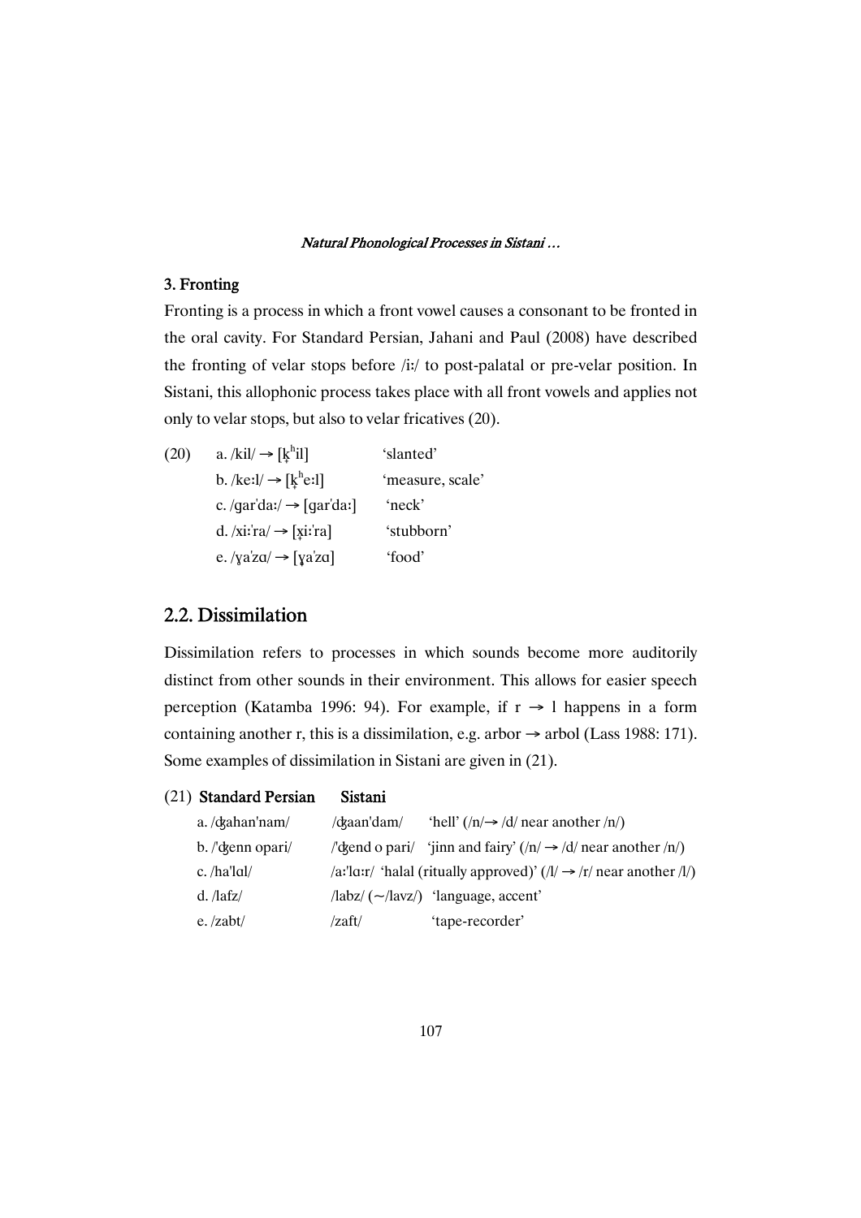### 3. Fronting

Fronting is a process in which a front vowel causes a consonant to be fronted in the oral cavity. For Standard Persian, Jahani and Paul (2008) have described the fronting of velar stops before /iː/ to post-palatal or pre-velar position. In Sistani, this allophonic process takes place with all front vowels and applies not only to velar stops, but also to velar fricatives (20).

(20)
a. /kil/ → [k̟ʰil] 'slanted'
b. /keːl/ → [k̟ʰeːl] 'measure, scale'
c. /gar'daː/ → [gar'daː] 'neck'
d. /xiː'ra/ → [x̟iː'ra] 'stubborn'
e. /ɣa'zɑ/ → [ɣ̟a'zɑ] 'food'

## 2.2. Dissimilation

Dissimilation refers to processes in which sounds become more auditorily distinct from other sounds in their environment. This allows for easier speech perception (Katamba 1996: 94). For example, if r → l happens in a form containing another r, this is a dissimilation, e.g. arbor → arbol (Lass 1988: 171). Some examples of dissimilation in Sistani are given in (21).

(21)

| Standard Persian | Sistani | |
|---|---|---|
| a. /ʤahan'nam/ | /ʤaan'dam/ | 'hell' (/n/→ /d/ near another /n/) |
| b. /'ʤenn opari/ | /'ʤend o pari/ | 'jinn and fairy' (/n/ → /d/ near another /n/) |
| c. /ha'lɑl/ | /aː'lɑːr/ | 'halal (ritually approved)' (/l/ → /r/ near another /l/) |
| d. /lafz/ | /labz/ (~/lavz/) | 'language, accent' |
| e. /zabt/ | /zaft/ | 'tape-recorder' |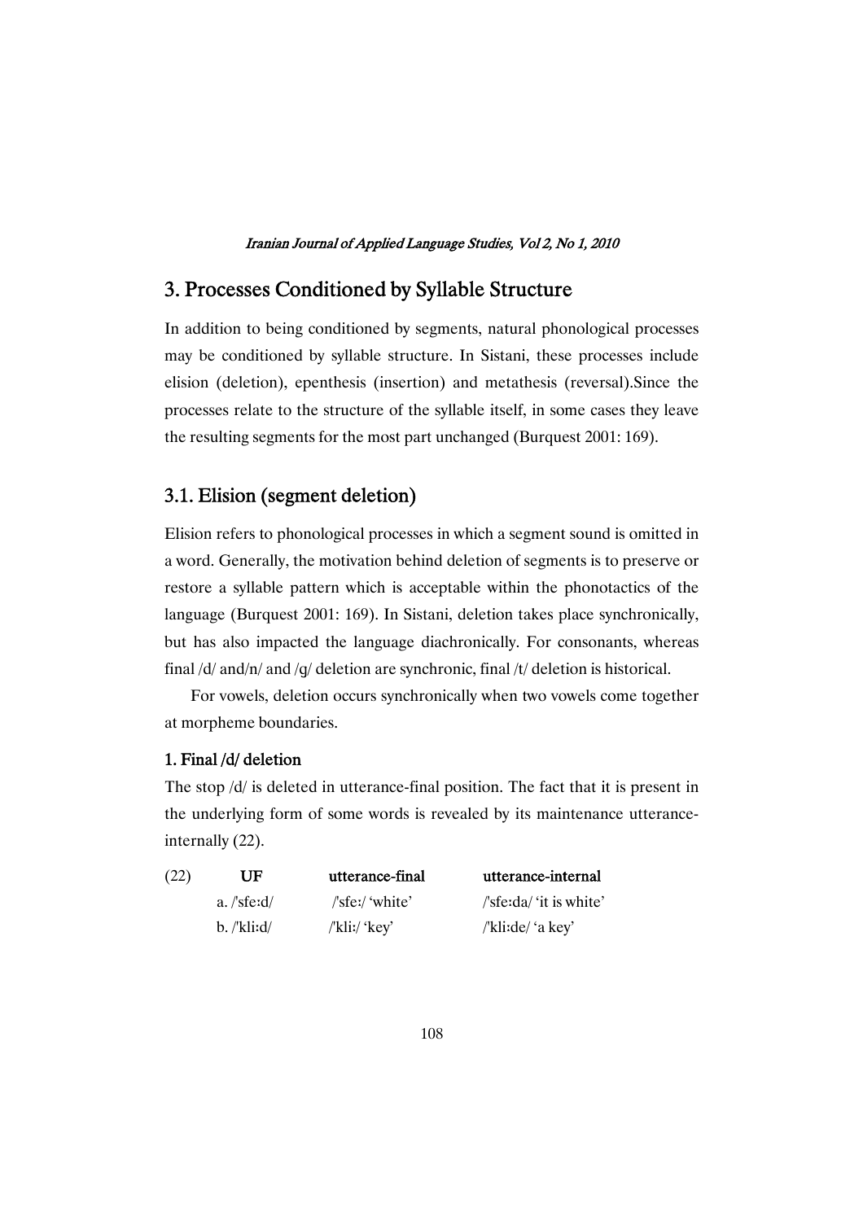## 3. Processes Conditioned by Syllable Structure

In addition to being conditioned by segments, natural phonological processes may be conditioned by syllable structure. In Sistani, these processes include elision (deletion), epenthesis (insertion) and metathesis (reversal).Since the processes relate to the structure of the syllable itself, in some cases they leave the resulting segments for the most part unchanged (Burquest 2001: 169).

### 3.1. Elision (segment deletion)

Elision refers to phonological processes in which a segment sound is omitted in a word. Generally, the motivation behind deletion of segments is to preserve or restore a syllable pattern which is acceptable within the phonotactics of the language (Burquest 2001: 169). In Sistani, deletion takes place synchronically, but has also impacted the language diachronically. For consonants, whereas final /d/ and/n/ and /g/ deletion are synchronic, final /t/ deletion is historical.

For vowels, deletion occurs synchronically when two vowels come together at morpheme boundaries.

**1. Final /d/ deletion**

The stop /d/ is deleted in utterance-final position. The fact that it is present in the underlying form of some words is revealed by its maintenance utterance-internally (22).

| (22) | UF | utterance-final | utterance-internal |
|---|---|---|---|
| | a. /'sfeːd/ | /'sfeː/ 'white' | /'sfeːda/ 'it is white' |
| | b. /'kliːd/ | /'kliː/ 'key' | /'kliːde/ 'a key' |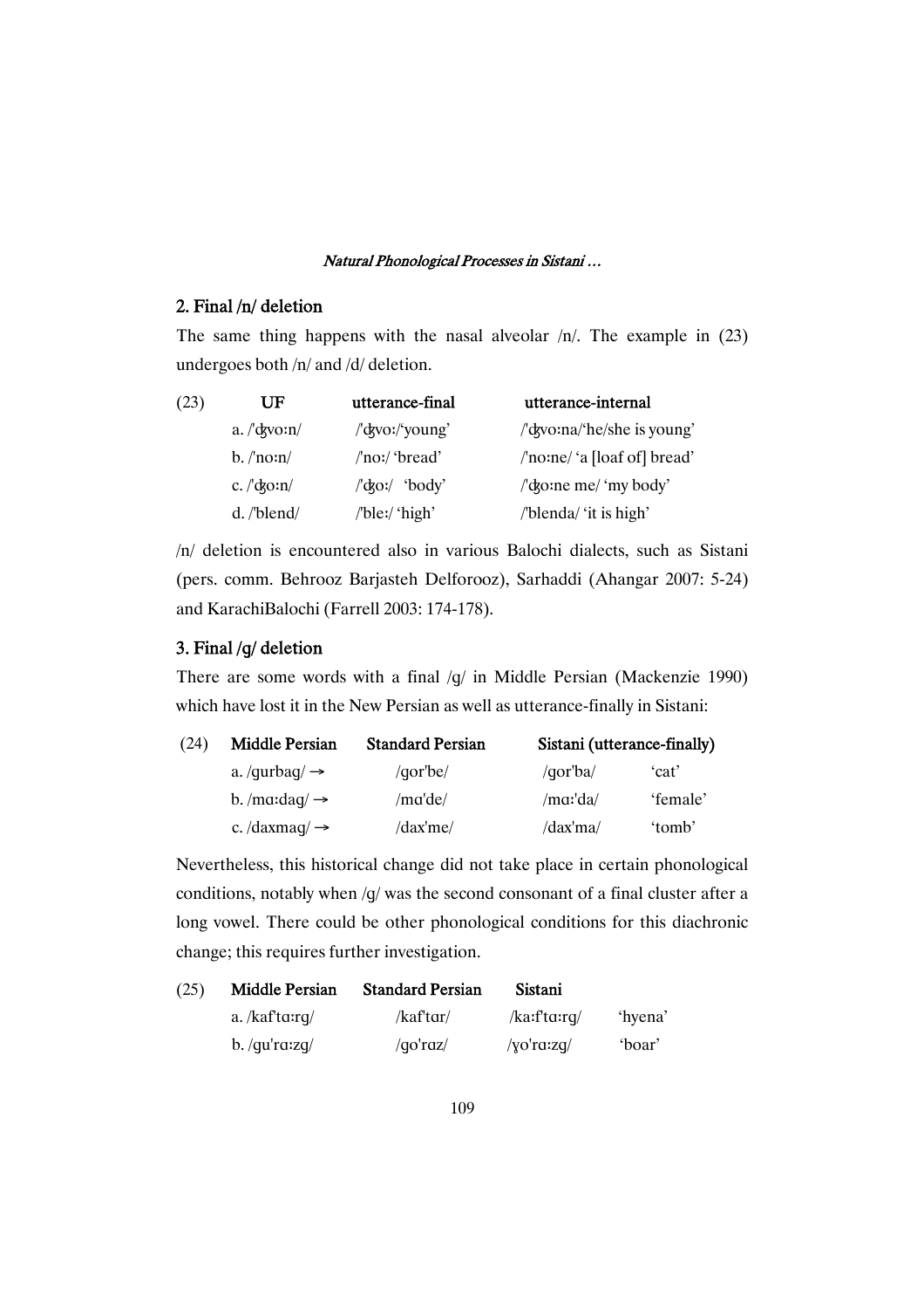## 2. Final /n/ deletion

The same thing happens with the nasal alveolar /n/. The example in (23) undergoes both /n/ and /d/ deletion.

| (23) | UF | utterance-final | utterance-internal |
|---|---|---|---|
| | a. /'ʤvoːn/ | /'ʤvoː/'young' | /'ʤvoːna/'he/she is young' |
| | b. /'noːn/ | /'noː/ 'bread' | /'noːne/ 'a [loaf of] bread' |
| | c. /'ʤoːn/ | /'ʤoː/ 'body' | /'ʤoːne me/ 'my body' |
| | d. /'blend/ | /'bleː/ 'high' | /'blenda/ 'it is high' |

/n/ deletion is encountered also in various Balochi dialects, such as Sistani (pers. comm. Behrooz Barjasteh Delforooz), Sarhaddi (Ahangar 2007: 5-24) and KarachiBalochi (Farrell 2003: 174-178).

## 3. Final /g/ deletion

There are some words with a final /g/ in Middle Persian (Mackenzie 1990) which have lost it in the New Persian as well as utterance-finally in Sistani:

| (24) | Middle Persian | Standard Persian | Sistani (utterance-finally) | |
|---|---|---|---|---|
| | a. /gurbag/ → | /gor'be/ | /gor'ba/ | 'cat' |
| | b. /mɑːdag/ → | /mɑ'de/ | /mɑː'da/ | 'female' |
| | c. /daxmag/ → | /dax'me/ | /dax'ma/ | 'tomb' |

Nevertheless, this historical change did not take place in certain phonological conditions, notably when /g/ was the second consonant of a final cluster after a long vowel. There could be other phonological conditions for this diachronic change; this requires further investigation.

| (25) | Middle Persian | Standard Persian | Sistani | |
|---|---|---|---|---|
| | a. /kaf'tɑːrg/ | /kaf'tɑr/ | /kaːf'tɑːrg/ | 'hyena' |
| | b. /gu'rɑːzg/ | /go'rɑz/ | /ɣo'rɑːzg/ | 'boar' |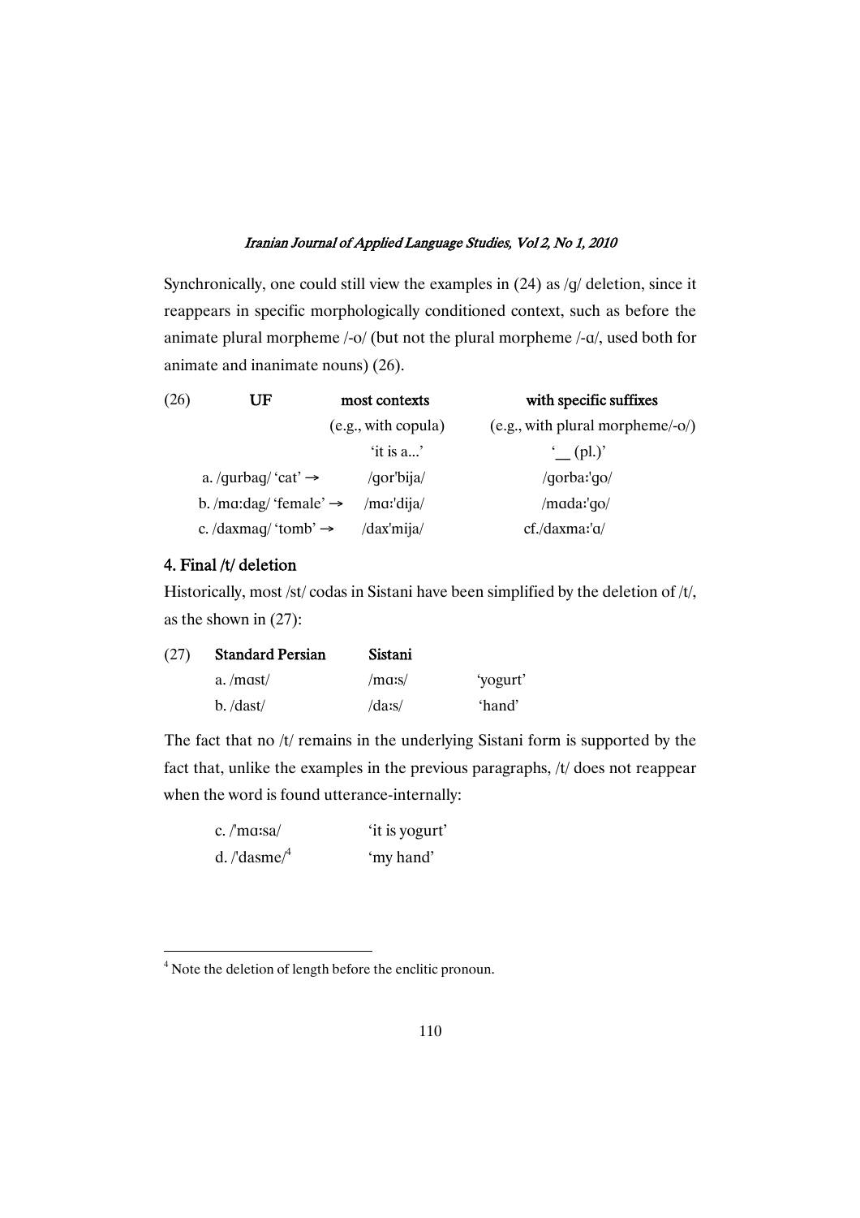Synchronically, one could still view the examples in (24) as /g/ deletion, since it reappears in specific morphologically conditioned context, such as before the animate plural morpheme /-o/ (but not the plural morpheme /-ɑ/, used both for animate and inanimate nouns) (26).

| (26) | UF | most contexts (e.g., with copula) 'it is a...' | with specific suffixes (e.g., with plural morpheme/-o/) '__ (pl.)' |
|---|---|---|---|
| | a. /gurbag/ 'cat' → | /gor'bija/ | /gorbaː'go/ |
| | b. /mɑːdag/ 'female' → | /mɑː'dija/ | /mɑdaː'go/ |
| | c. /daxmag/ 'tomb' → | /dax'mija/ | cf./daxmaː'ɑ/ |

### 4. Final /t/ deletion

Historically, most /st/ codas in Sistani have been simplified by the deletion of /t/, as the shown in (27):

| (27) | Standard Persian | Sistani | |
|---|---|---|---|
| | a. /mɑst/ | /mɑːs/ | 'yogurt' |
| | b. /dast/ | /daːs/ | 'hand' |

The fact that no /t/ remains in the underlying Sistani form is supported by the fact that, unlike the examples in the previous paragraphs, /t/ does not reappear when the word is found utterance-internally:

c. /'mɑːsa/ 'it is yogurt'

d. /'dasme/[4] 'my hand'

[4] Note the deletion of length before the enclitic pronoun.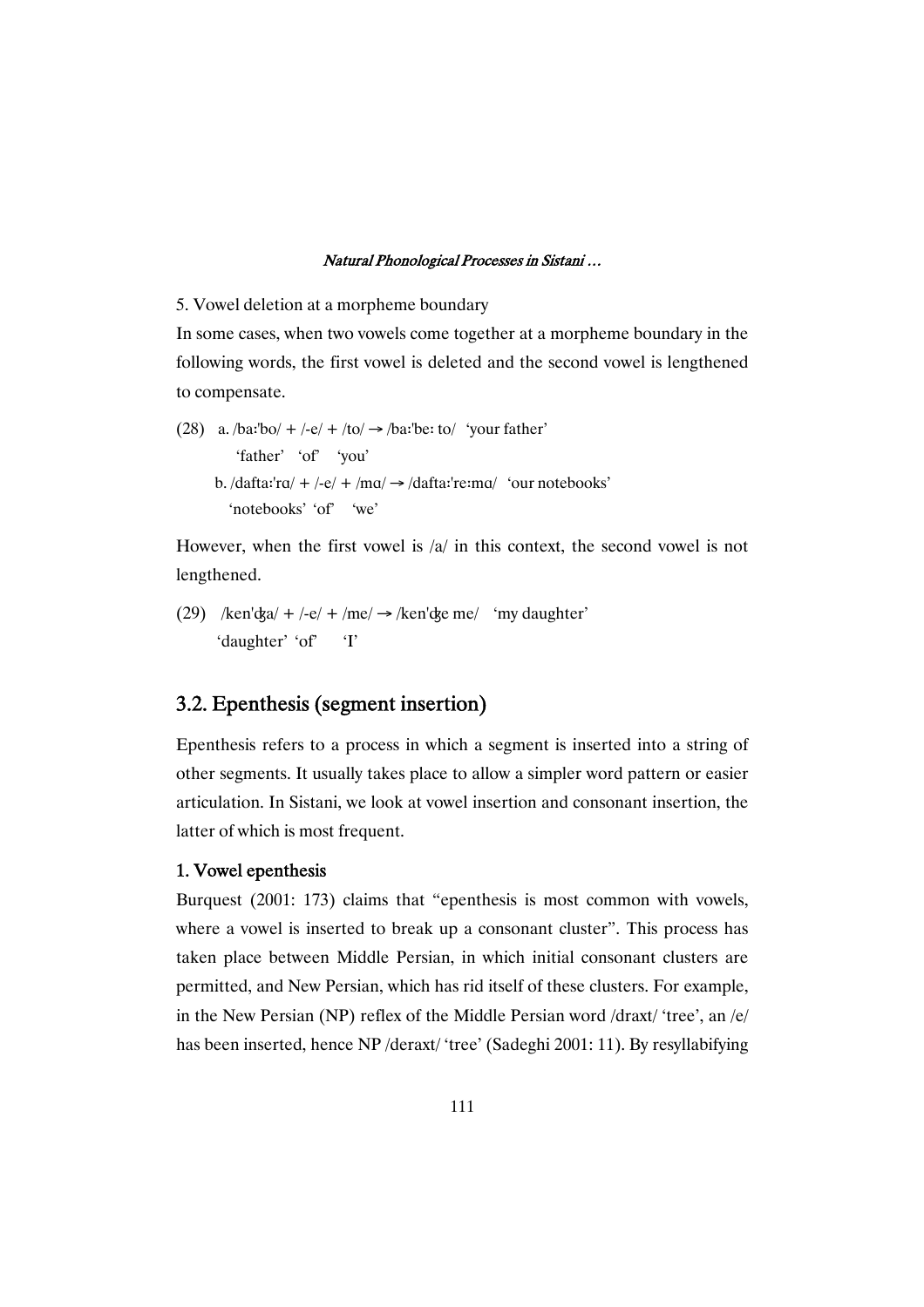5. Vowel deletion at a morpheme boundary

In some cases, when two vowels come together at a morpheme boundary in the following words, the first vowel is deleted and the second vowel is lengthened to compensate.

(28) a. /baːˈbo/ + /-e/ + /to/ → /baːˈbeː to/ 'your father'
'father' 'of' 'you'

b. /daftaːˈrɑ/ + /-e/ + /mɑ/ → /daftaːˈreːmɑ/ 'our notebooks'
'notebooks' 'of' 'we'

However, when the first vowel is /a/ in this context, the second vowel is not lengthened.

(29) /kenˈʤa/ + /-e/ + /me/ → /kenˈʤe me/ 'my daughter'
'daughter' 'of' 'I'

## 3.2. Epenthesis (segment insertion)

Epenthesis refers to a process in which a segment is inserted into a string of other segments. It usually takes place to allow a simpler word pattern or easier articulation. In Sistani, we look at vowel insertion and consonant insertion, the latter of which is most frequent.

### 1. Vowel epenthesis

Burquest (2001: 173) claims that "epenthesis is most common with vowels, where a vowel is inserted to break up a consonant cluster". This process has taken place between Middle Persian, in which initial consonant clusters are permitted, and New Persian, which has rid itself of these clusters. For example, in the New Persian (NP) reflex of the Middle Persian word /draxt/ 'tree', an /e/ has been inserted, hence NP /deraxt/ 'tree' (Sadeghi 2001: 11). By resyllabifying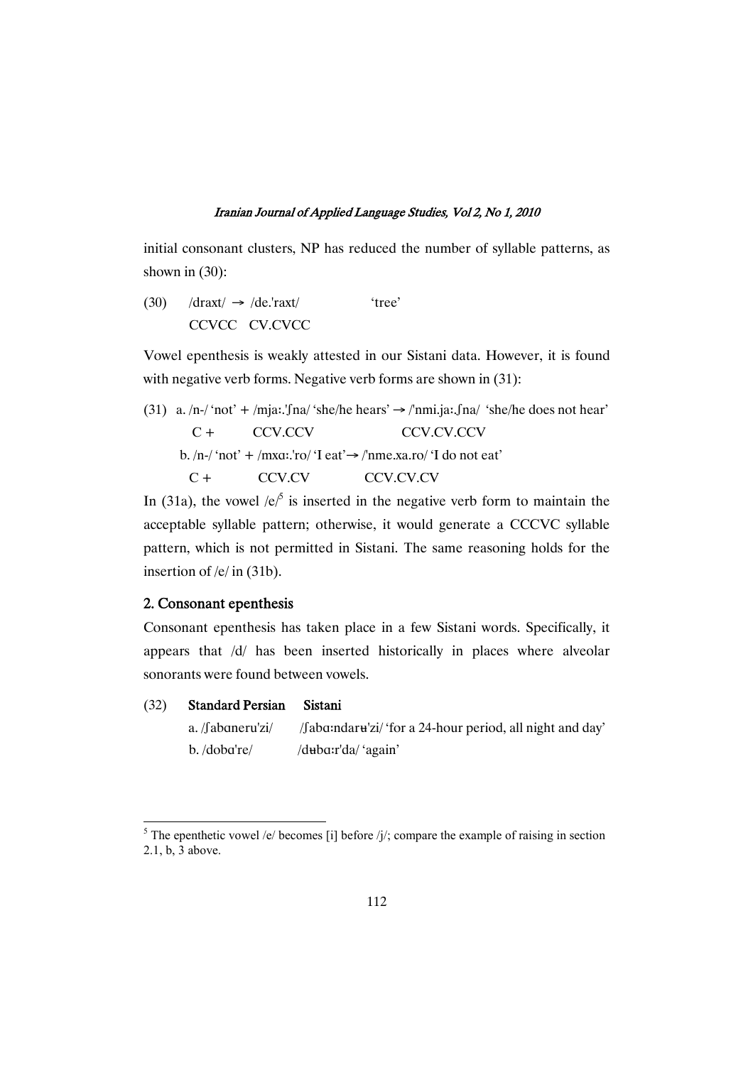initial consonant clusters, NP has reduced the number of syllable patterns, as shown in (30):

(30) /draxt/ → /de.'raxt/ 'tree'
CCVCC CV.CVCC

Vowel epenthesis is weakly attested in our Sistani data. However, it is found with negative verb forms. Negative verb forms are shown in (31):

(31) a. /n-/ 'not' + /mjaː.'ʃna/ 'she/he hears' → /'nmi.jaː.ʃna/ 'she/he does not hear'
C + CCV.CCV CCV.CV.CCV
b. /n-/ 'not' + /mxɑː.'ro/ 'I eat'→ /'nme.xa.ro/ 'I do not eat'
C + CCV.CV CCV.CV.CV

In (31a), the vowel /e/[5] is inserted in the negative verb form to maintain the acceptable syllable pattern; otherwise, it would generate a CCCVC syllable pattern, which is not permitted in Sistani. The same reasoning holds for the insertion of /e/ in (31b).

## 2. Consonant epenthesis

Consonant epenthesis has taken place in a few Sistani words. Specifically, it appears that /d/ has been inserted historically in places where alveolar sonorants were found between vowels.

(32) **Standard Persian** **Sistani**
a. /ʃabɑneru'zi/ /ʃabɑːndarʉ'zi/ 'for a 24-hour period, all night and day'
b. /dobɑ're/ /dʉbɑːr'da/ 'again'

---

[5] The epenthetic vowel /e/ becomes [i] before /j/; compare the example of raising in section 2.1, b, 3 above.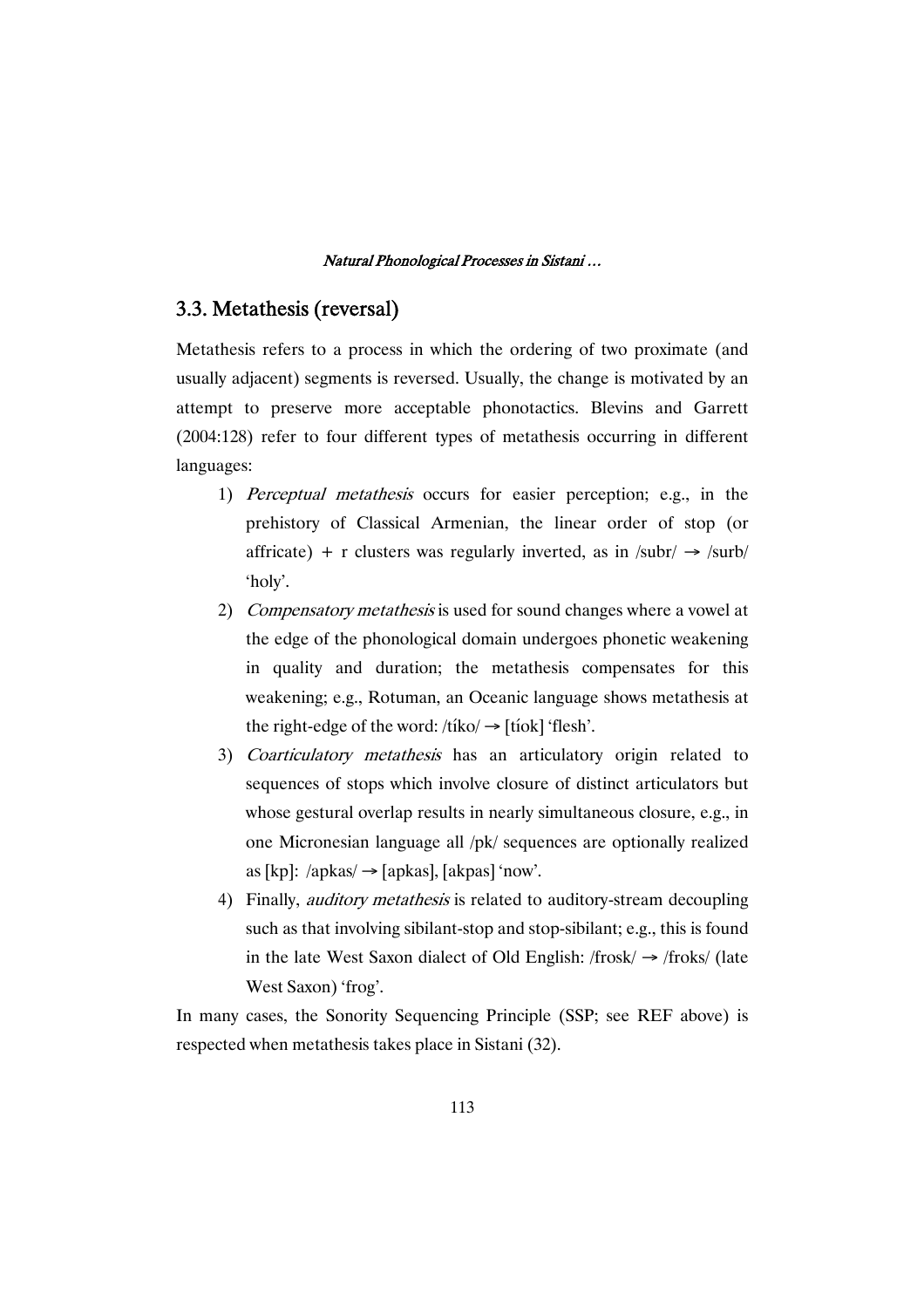## 3.3. Metathesis (reversal)

Metathesis refers to a process in which the ordering of two proximate (and usually adjacent) segments is reversed. Usually, the change is motivated by an attempt to preserve more acceptable phonotactics. Blevins and Garrett (2004:128) refer to four different types of metathesis occurring in different languages:

1) *Perceptual metathesis* occurs for easier perception; e.g., in the prehistory of Classical Armenian, the linear order of stop (or affricate) + r clusters was regularly inverted, as in /subr/ → /surb/ 'holy'.
2) *Compensatory metathesis* is used for sound changes where a vowel at the edge of the phonological domain undergoes phonetic weakening in quality and duration; the metathesis compensates for this weakening; e.g., Rotuman, an Oceanic language shows metathesis at the right-edge of the word: /tíko/ → [tíok] 'flesh'.
3) *Coarticulatory metathesis* has an articulatory origin related to sequences of stops which involve closure of distinct articulators but whose gestural overlap results in nearly simultaneous closure, e.g., in one Micronesian language all /pk/ sequences are optionally realized as [kp]: /apkas/ → [apkas], [akpas] 'now'.
4) Finally, *auditory metathesis* is related to auditory-stream decoupling such as that involving sibilant-stop and stop-sibilant; e.g., this is found in the late West Saxon dialect of Old English: /frosk/ → /froks/ (late West Saxon) 'frog'.

In many cases, the Sonority Sequencing Principle (SSP; see REF above) is respected when metathesis takes place in Sistani (32).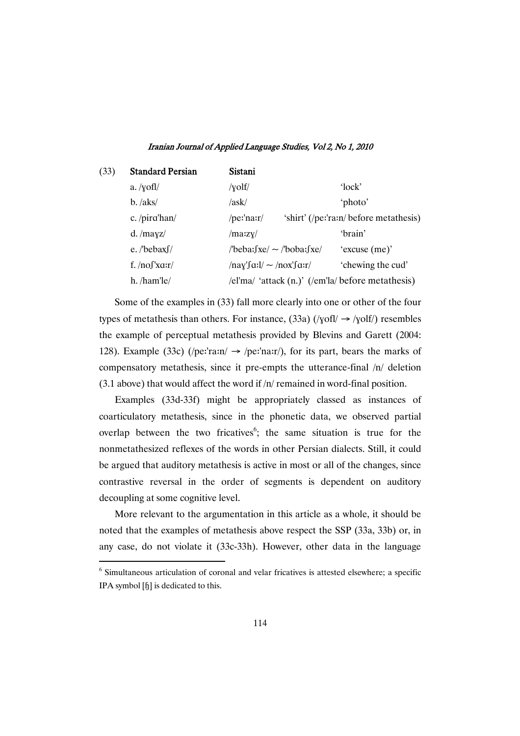(33) **Standard Persian** **Sistani**

| | Standard Persian | Sistani | |
|---|---|---|---|
| (33) | a. /ɣofl/ | /ɣolf/ | 'lock' |
| | b. /aks/ | /ask/ | 'photo' |
| | c. /pirɑ'han/ | /peː'naːr/ | 'shirt' (/peː'raːn/ before metathesis) |
| | d. /maɣz/ | /maːzɣ/ | 'brain' |
| | e. /'bebaxʃ/ | /'bebaːʃxe/ ~ /'bobaːʃxe/ | 'excuse (me)' |
| | f. /noʃ'xɑːr/ | /naɣ'ʃɑːl/ ~ /nox'ʃɑːr/ | 'chewing the cud' |
| | h. /ham'le/ | /el'ma/ 'attack (n.)' (/em'la/ before metathesis) | |

Some of the examples in (33) fall more clearly into one or other of the four types of metathesis than others. For instance, (33a) (/ɣofl/ → /ɣolf/) resembles the example of perceptual metathesis provided by Blevins and Garett (2004: 128). Example (33c) (/peː'raːn/ → /peː'naːr/), for its part, bears the marks of compensatory metathesis, since it pre-empts the utterance-final /n/ deletion (3.1 above) that would affect the word if /n/ remained in word-final position.

Examples (33d-33f) might be appropriately classed as instances of coarticulatory metathesis, since in the phonetic data, we observed partial overlap between the two fricatives[6]; the same situation is true for the nonmetathesized reflexes of the words in other Persian dialects. Still, it could be argued that auditory metathesis is active in most or all of the changes, since contrastive reversal in the order of segments is dependent on auditory decoupling at some cognitive level.

More relevant to the argumentation in this article as a whole, it should be noted that the examples of metathesis above respect the SSP (33a, 33b) or, in any case, do not violate it (33c-33h). However, other data in the language

---

[6] Simultaneous articulation of coronal and velar fricatives is attested elsewhere; a specific IPA symbol [ɧ] is dedicated to this.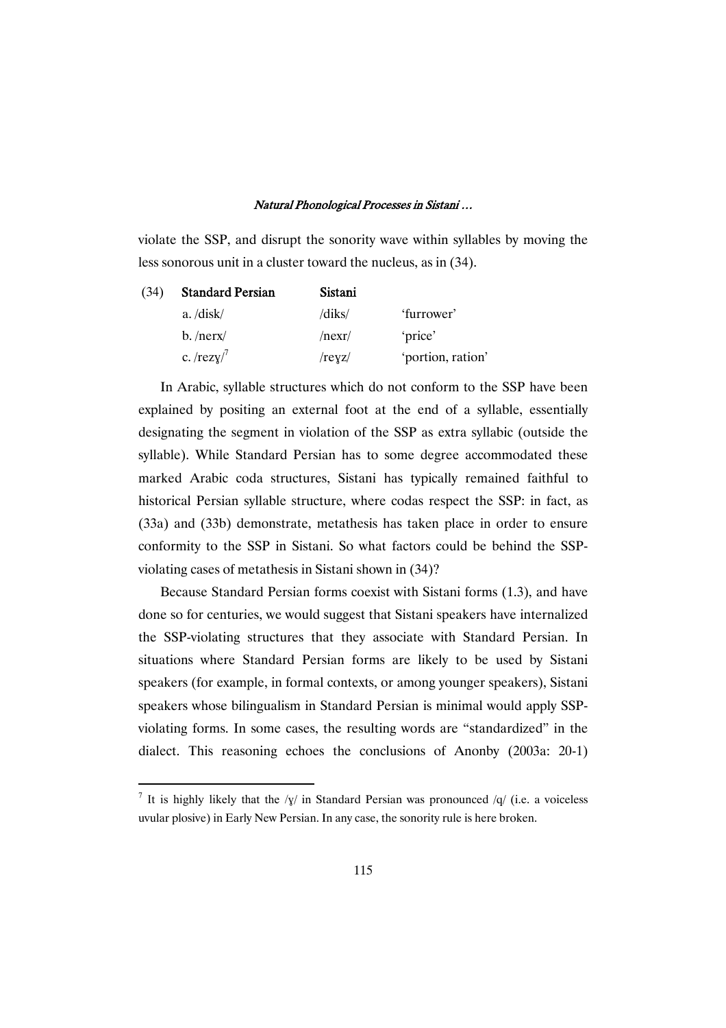violate the SSP, and disrupt the sonority wave within syllables by moving the less sonorous unit in a cluster toward the nucleus, as in (34).

| (34) | Standard Persian | Sistani | |
|---|---|---|---|
| | a. /disk/ | /diks/ | 'furrower' |
| | b. /nerx/ | /nexr/ | 'price' |
| | c. /rezɣ/[7] | /reɣz/ | 'portion, ration' |

In Arabic, syllable structures which do not conform to the SSP have been explained by positing an external foot at the end of a syllable, essentially designating the segment in violation of the SSP as extra syllabic (outside the syllable). While Standard Persian has to some degree accommodated these marked Arabic coda structures, Sistani has typically remained faithful to historical Persian syllable structure, where codas respect the SSP: in fact, as (33a) and (33b) demonstrate, metathesis has taken place in order to ensure conformity to the SSP in Sistani. So what factors could be behind the SSP-violating cases of metathesis in Sistani shown in (34)?

Because Standard Persian forms coexist with Sistani forms (1.3), and have done so for centuries, we would suggest that Sistani speakers have internalized the SSP-violating structures that they associate with Standard Persian. In situations where Standard Persian forms are likely to be used by Sistani speakers (for example, in formal contexts, or among younger speakers), Sistani speakers whose bilingualism in Standard Persian is minimal would apply SSP-violating forms. In some cases, the resulting words are "standardized" in the dialect. This reasoning echoes the conclusions of Anonby (2003a: 20-1)

---

[7] It is highly likely that the /ɣ/ in Standard Persian was pronounced /q/ (i.e. a voiceless uvular plosive) in Early New Persian. In any case, the sonority rule is here broken.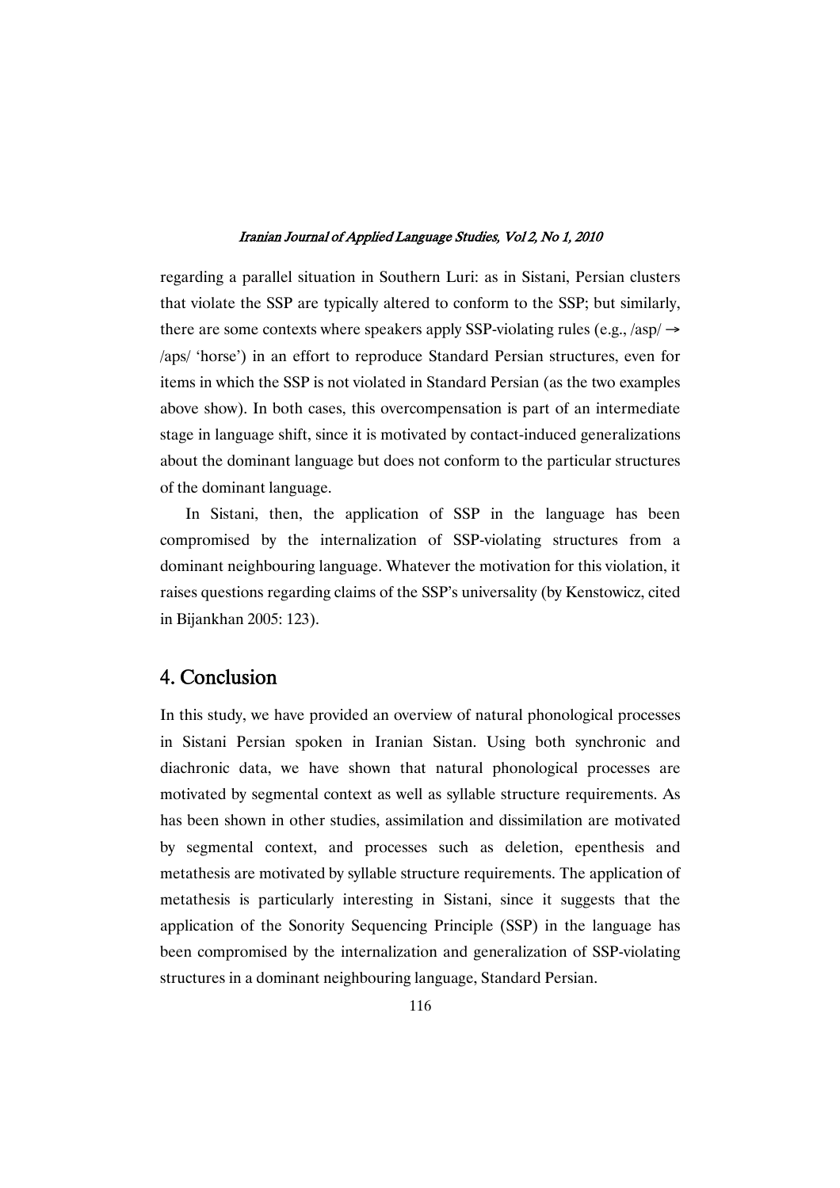regarding a parallel situation in Southern Luri: as in Sistani, Persian clusters that violate the SSP are typically altered to conform to the SSP; but similarly, there are some contexts where speakers apply SSP-violating rules (e.g., /asp/ → /aps/ 'horse') in an effort to reproduce Standard Persian structures, even for items in which the SSP is not violated in Standard Persian (as the two examples above show). In both cases, this overcompensation is part of an intermediate stage in language shift, since it is motivated by contact-induced generalizations about the dominant language but does not conform to the particular structures of the dominant language.

In Sistani, then, the application of SSP in the language has been compromised by the internalization of SSP-violating structures from a dominant neighbouring language. Whatever the motivation for this violation, it raises questions regarding claims of the SSP's universality (by Kenstowicz, cited in Bijankhan 2005: 123).

## 4. Conclusion

In this study, we have provided an overview of natural phonological processes in Sistani Persian spoken in Iranian Sistan. Using both synchronic and diachronic data, we have shown that natural phonological processes are motivated by segmental context as well as syllable structure requirements. As has been shown in other studies, assimilation and dissimilation are motivated by segmental context, and processes such as deletion, epenthesis and metathesis are motivated by syllable structure requirements. The application of metathesis is particularly interesting in Sistani, since it suggests that the application of the Sonority Sequencing Principle (SSP) in the language has been compromised by the internalization and generalization of SSP-violating structures in a dominant neighbouring language, Standard Persian.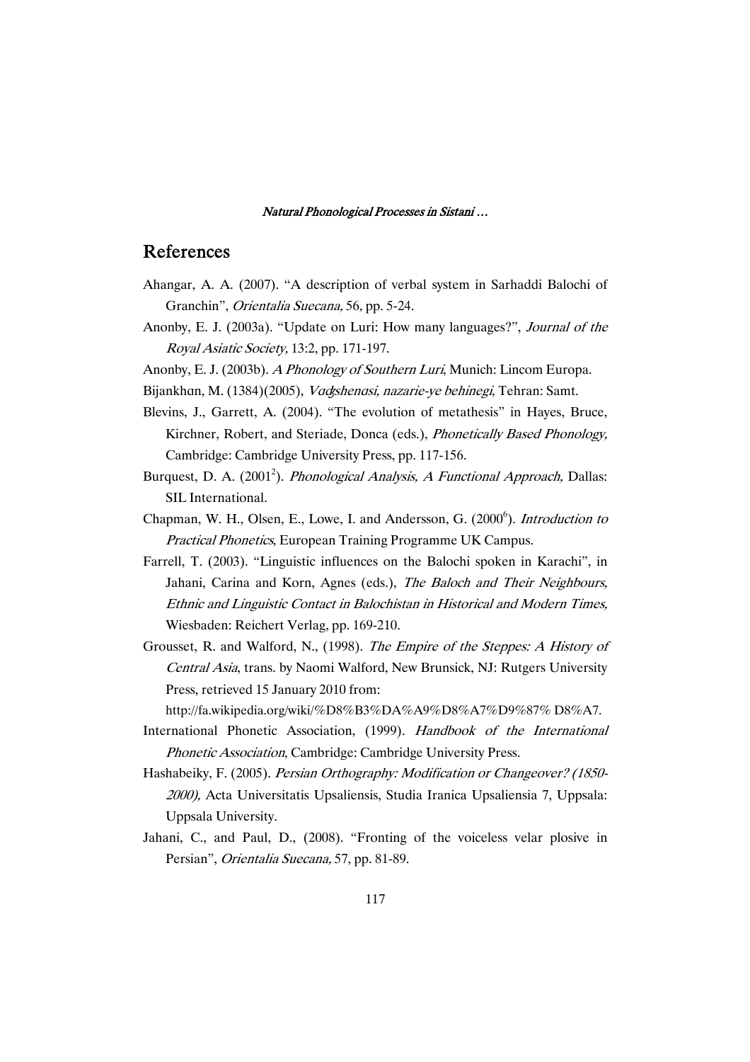## References

Ahangar, A. A. (2007). "A description of verbal system in Sarhaddi Balochi of Granchin", *Orientalia Suecana,* 56, pp. 5-24.

Anonby, E. J. (2003a). "Update on Luri: How many languages?", *Journal of the Royal Asiatic Society,* 13:2, pp. 171-197.

Anonby, E. J. (2003b). *A Phonology of Southern Luri*, Munich: Lincom Europa.

Bijankhɑn, M. (1384)(2005), *Vɑʤshenɑsi, nazarie-ye behinegi*, Tehran: Samt.

Blevins, J., Garrett, A. (2004). "The evolution of metathesis" in Hayes, Bruce, Kirchner, Robert, and Steriade, Donca (eds.), *Phonetically Based Phonology,* Cambridge: Cambridge University Press, pp. 117-156.

Burquest, D. A. (2001[2]). *Phonological Analysis, A Functional Approach,* Dallas: SIL International.

Chapman, W. H., Olsen, E., Lowe, I. and Andersson, G. (2000[6]). *Introduction to Practical Phonetics*, European Training Programme UK Campus.

Farrell, T. (2003). "Linguistic influences on the Balochi spoken in Karachi", in Jahani, Carina and Korn, Agnes (eds.), *The Baloch and Their Neighbours, Ethnic and Linguistic Contact in Balochistan in Historical and Modern Times,* Wiesbaden: Reichert Verlag, pp. 169-210.

Grousset, R. and Walford, N., (1998). *The Empire of the Steppes: A History of Central Asia*, trans. by Naomi Walford, New Brunsick, NJ: Rutgers University Press, retrieved 15 January 2010 from: http://fa.wikipedia.org/wiki/%D8%B3%DA%A9%D8%A7%D9%87% D8%A7.

International Phonetic Association, (1999). *Handbook of the International Phonetic Association*, Cambridge: Cambridge University Press.

Hashabeiky, F. (2005). *Persian Orthography: Modification or Changeover? (1850-2000),* Acta Universitatis Upsaliensis, Studia Iranica Upsaliensia 7, Uppsala: Uppsala University.

Jahani, C., and Paul, D., (2008). "Fronting of the voiceless velar plosive in Persian", *Orientalia Suecana,* 57, pp. 81-89.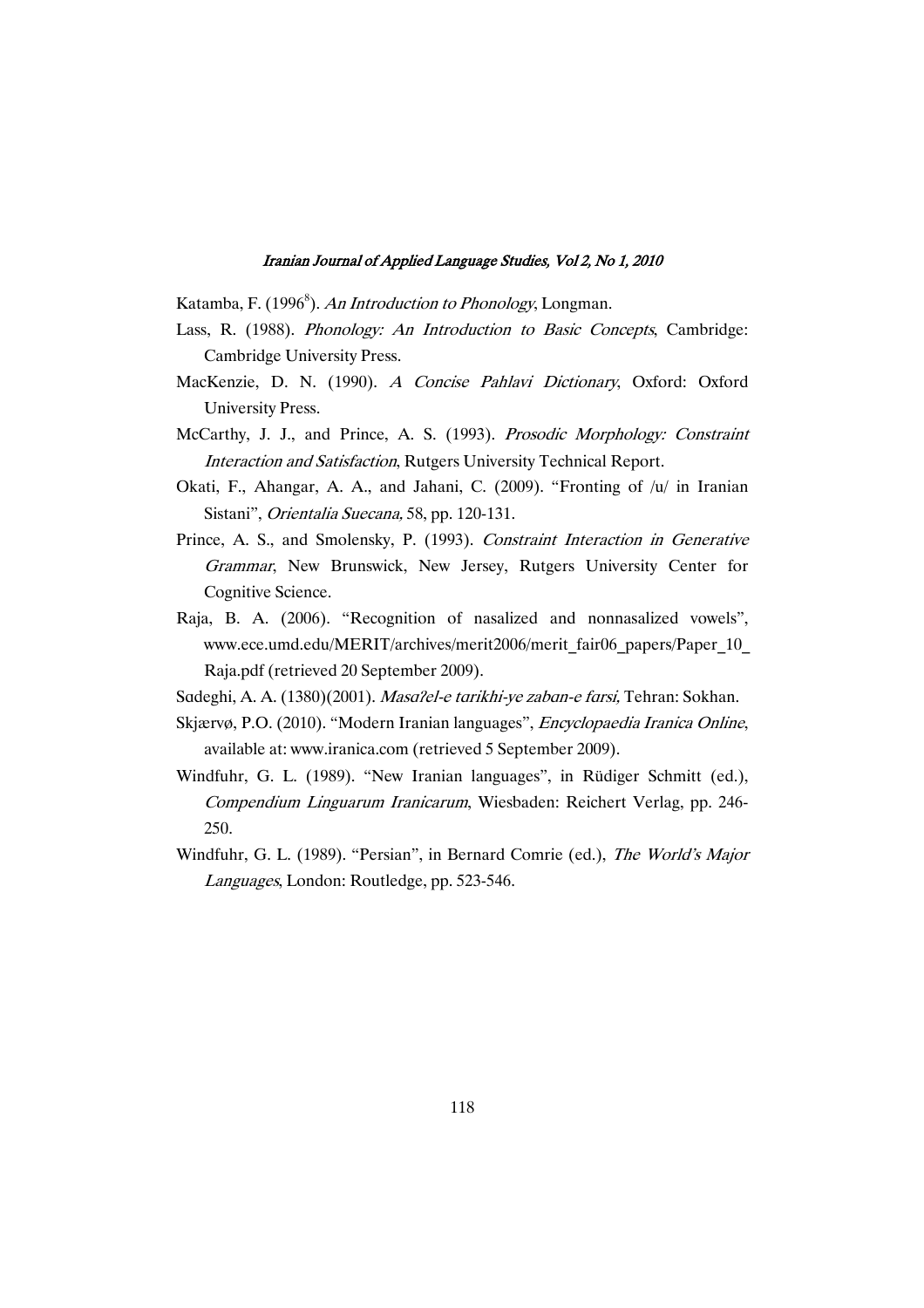Katamba, F. (1996[8]). *An Introduction to Phonology*, Longman.

Lass, R. (1988). *Phonology: An Introduction to Basic Concepts*, Cambridge: Cambridge University Press.

MacKenzie, D. N. (1990). *A Concise Pahlavi Dictionary*, Oxford: Oxford University Press.

McCarthy, J. J., and Prince, A. S. (1993). *Prosodic Morphology: Constraint Interaction and Satisfaction*, Rutgers University Technical Report.

Okati, F., Ahangar, A. A., and Jahani, C. (2009). "Fronting of /u/ in Iranian Sistani", *Orientalia Suecana,* 58, pp. 120-131.

Prince, A. S., and Smolensky, P. (1993). *Constraint Interaction in Generative Grammar*, New Brunswick, New Jersey, Rutgers University Center for Cognitive Science.

Raja, B. A. (2006). "Recognition of nasalized and nonnasalized vowels", www.ece.umd.edu/MERIT/archives/merit2006/merit_fair06_papers/Paper_10_Raja.pdf (retrieved 20 September 2009).

Sɑdeghi, A. A. (1380)(2001). *Masɑʔel-e tɑrikhi-ye zabɑn-e fɑrsi,* Tehran: Sokhan.

Skjærvø, P.O. (2010). "Modern Iranian languages", *Encyclopaedia Iranica Online*, available at: www.iranica.com (retrieved 5 September 2009).

Windfuhr, G. L. (1989). "New Iranian languages", in Rüdiger Schmitt (ed.), *Compendium Linguarum Iranicarum*, Wiesbaden: Reichert Verlag, pp. 246-250.

Windfuhr, G. L. (1989). "Persian", in Bernard Comrie (ed.), *The World's Major Languages*, London: Routledge, pp. 523-546.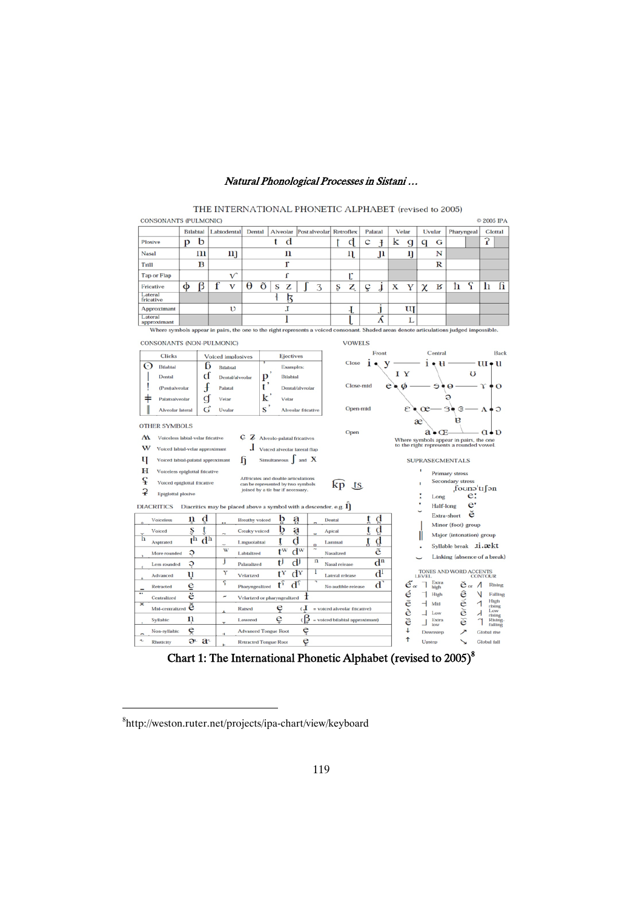THE INTERNATIONAL PHONETIC ALPHABET (revised to 2005)

CONSONANTS (PULMONIC) © 2005 IPA

| | Bilabial | Labiodental | Dental | Alveolar | Postalveolar | Retroflex | Palatal | Velar | Uvular | Pharyngeal | Glottal |
|---|---|---|---|---|---|---|---|---|---|---|---|
| Plosive | p b | | | t d | | ʈ ɖ | c ɟ | k g | q ɢ | | ʔ |
| Nasal | m | ɱ | | n | | ɳ | ɲ | ŋ | ɴ | | |
| Trill | ʙ | | | r | | | | | ʀ | | |
| Tap or Flap | | ⱱ | | ɾ | | ɽ | | | | | |
| Fricative | ɸ β | f v | θ ð | s z | ʃ ʒ | ʂ ʐ | ç ʝ | x ɣ | χ ʁ | ħ ʕ | h ɦ |
| Lateral fricative | | | | ɬ ɮ | | | | | | | |
| Approximant | | ʋ | | ɹ | | ɻ | j | ɰ | | | |
| Lateral approximant | | | | l | | ɭ | ʎ | ʟ | | | |

Where symbols appear in pairs, the one to the right represents a voiced consonant. Shaded areas denote articulations judged impossible.

CONSONANTS (NON-PULMONIC)

| Clicks | | Voiced implosives | | Ejectives | |
|---|---|---|---|---|---|
| ʘ | Bilabial | ɓ | Bilabial | ʼ | Examples: |
| ǀ | Dental | ɗ | Dental/alveolar | pʼ | Bilabial |
| ǃ | (Post)alveolar | ʄ | Palatal | tʼ | Dental/alveolar |
| ǂ | Palatoalveolar | ɠ | Velar | kʼ | Velar |
| ǁ | Alveolar lateral | ʛ | Uvular | sʼ | Alveolar fricative |

VOWELS

Front Central Back

Close i • y — ɨ • ʉ — ɯ • u

ɪ ʏ ʊ

Close-mid e • ø — ɘ • ɵ — ɤ • o

ə

Open-mid ɛ • œ — ɜ • ɞ — ʌ • ɔ

æ ɐ

Open a • ɶ — ɑ • ɒ

Where symbols appear in pairs, the one to the right represents a rounded vowel.

OTHER SYMBOLS

ʍ Voiceless labial-velar fricative

w Voiced labial-velar approximant

ɥ Voiced labial-palatal approximant

ʜ Voiceless epiglottal fricative

ʢ Voiced epiglottal fricative

ʡ Epiglottal plosive

ɕ ʑ Alveolo-palatal fricatives

ɺ Voiced alveolar lateral flap

ɧ Simultaneous ʃ and x

Affricates and double articulations can be represented by two symbols joined by a tie bar if necessary. k͡p t͡s

DIACRITICS Diacritics may be placed above a symbol with a descender, e.g. ŋ̊

| | | | | | | | |
|---|---|---|---|---|---|---|---|
| Voiceless | n̥ d̥ | Breathy voiced | b̤ a̤ | Dental | t̪ d̪ |
| Voiced | s̬ t̬ | Creaky voiced | b̰ a̰ | Apical | t̺ d̺ |
| ʰ Aspirated | tʰ dʰ | Linguolabial | t̼ d̼ | Laminal | t̻ d̻ |
| More rounded | ɔ̹ | ʷ Labialized | tʷ dʷ | Nasalized | ẽ |
| Less rounded | ɔ̜ | ʲ Palatalized | tʲ dʲ | ⁿ Nasal release | dⁿ |
| Advanced | u̟ | ˠ Velarized | tˠ dˠ | ˡ Lateral release | dˡ |
| Retracted | e̠ | ˤ Pharyngealized | tˤ dˤ | No audible release | d̚ |
| Centralized | ë | Velarized or pharyngealized | ɫ | | |
| Mid-centralized | e̽ | Raised | e̝ (ɹ̝ = voiced alveolar fricative) | | |
| Syllabic | n̩ | Lowered | e̞ (β̞ = voiced bilabial approximant) | | |
| Non-syllabic | e̯ | Advanced Tongue Root | e̘ | | |
| Rhoticity | ɚ a˞ | Retracted Tongue Root | e̙ | | |

SUPRASEGMENTALS

ˈ Primary stress

ˌ Secondary stress ˌfoʊnəˈtɪʃən

ː Long eː

ˑ Half-long eˑ

̆ Extra-short ĕ

| Minor (foot) group

‖ Major (intonation) group

. Syllable break ɹi.ækt

‿ Linking (absence of a break)

TONES AND WORD ACCENTS

LEVEL

e̋ or ˥ Extra high

é ˦ High

ē ˧ Mid

è ˨ Low

ȅ ˩ Extra low

↓ Downstep

↑ Upstep

CONTOUR

ě or ˩˥ Rising

ê ˥˩ Falling

e᷄ ˦˥ High rising

e᷅ ˩˨ Low rising

e᷈ ˧˦˧ Rising-falling

↗ Global rise

↘ Global fall

**Chart 1: The International Phonetic Alphabet (revised to 2005)[8]**

---

[8] http://weston.ruter.net/projects/ipa-chart/view/keyboard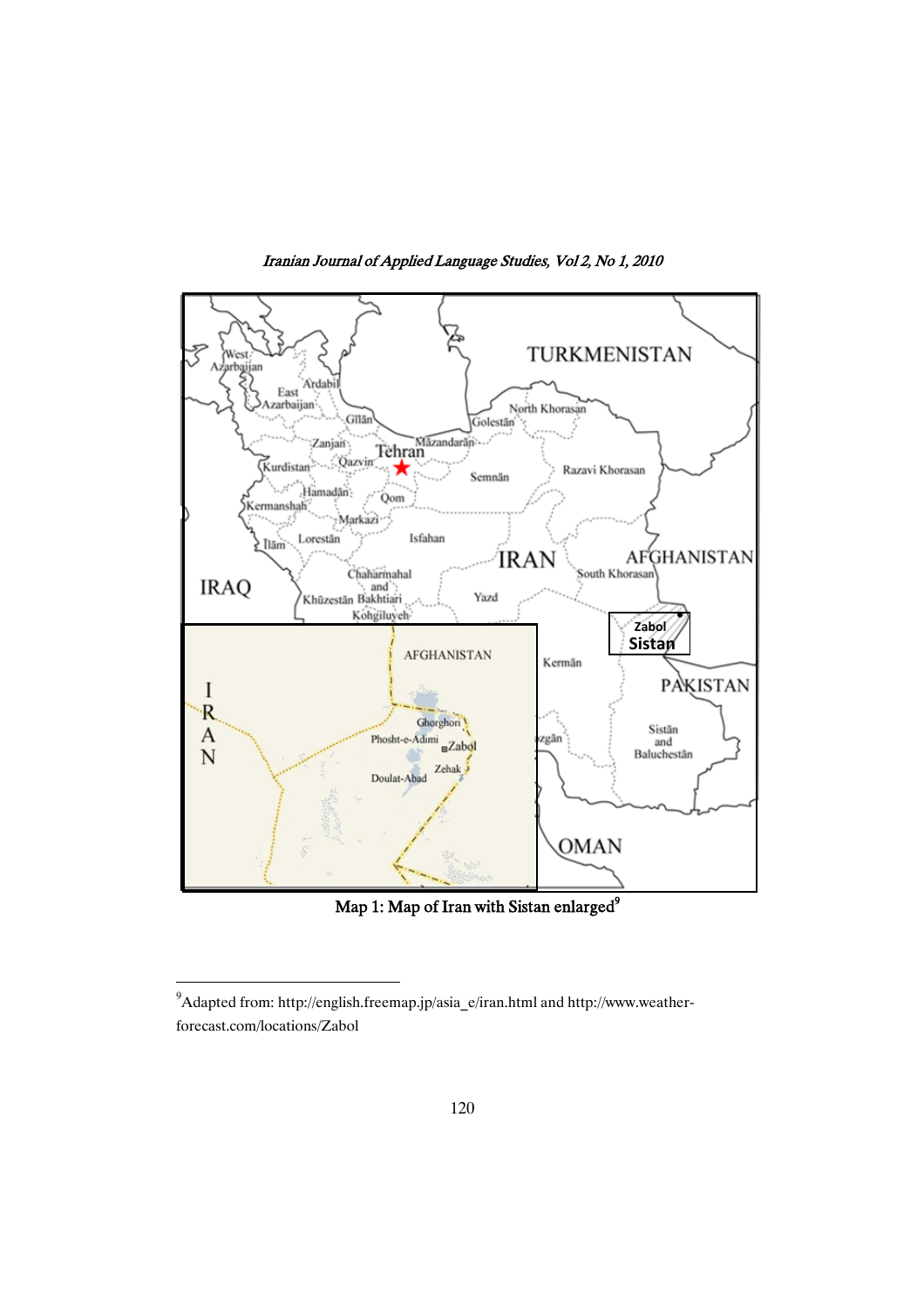TURKMENISTAN

West Azarbaijan

East Azarbaijan

Ardabil

Gilān

Golestān

North Khorasan

Zanjan

Māzandarān

Tehran

Qazvin

Kurdistan

Semnān

Razavi Khorasan

Hamadān

Qom

Kermanshah

Markazi

Lorestān

Isfahan

Īlām

IRAN

AFGHANISTAN

South Khorasan

Chaharmahal and Bakhtiari

IRAQ

Khūzestān

Yazd

Kohgiluyeh

Zabol

Sistan

AFGHANISTAN

I R A N

Ghorghori

Phosht-e-Adimi

Zabol

Zehak

Doulat-Abad

Kermān

PAKISTAN

Sistān and Baluchestān

OMAN

Map 1: Map of Iran with Sistan enlarged[9]

[9]Adapted from: http://english.freemap.jp/asia_e/iran.html and http://www.weather-forecast.com/locations/Zabol